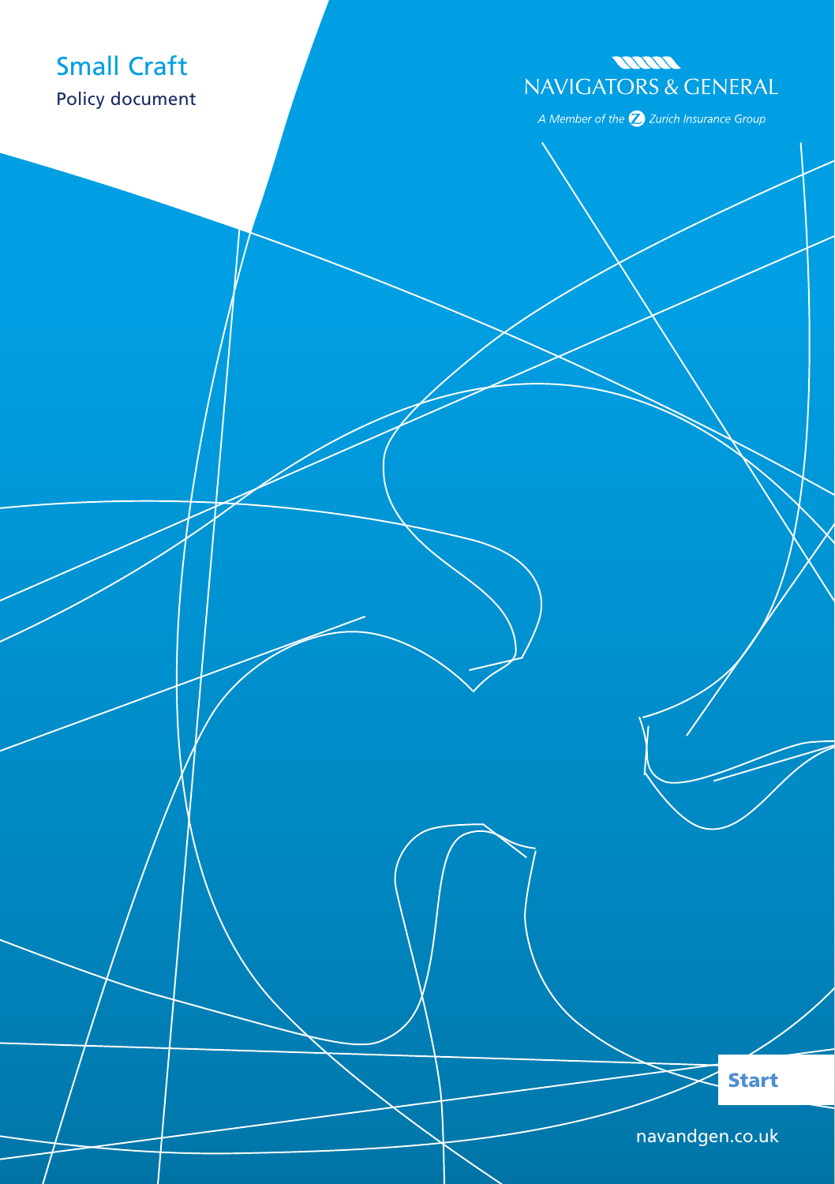# Small Craft

Policy document

NAVIGATORS & GENERAL

*A Member of the Zurich Insurance Group*

Start

navandgen.co.uk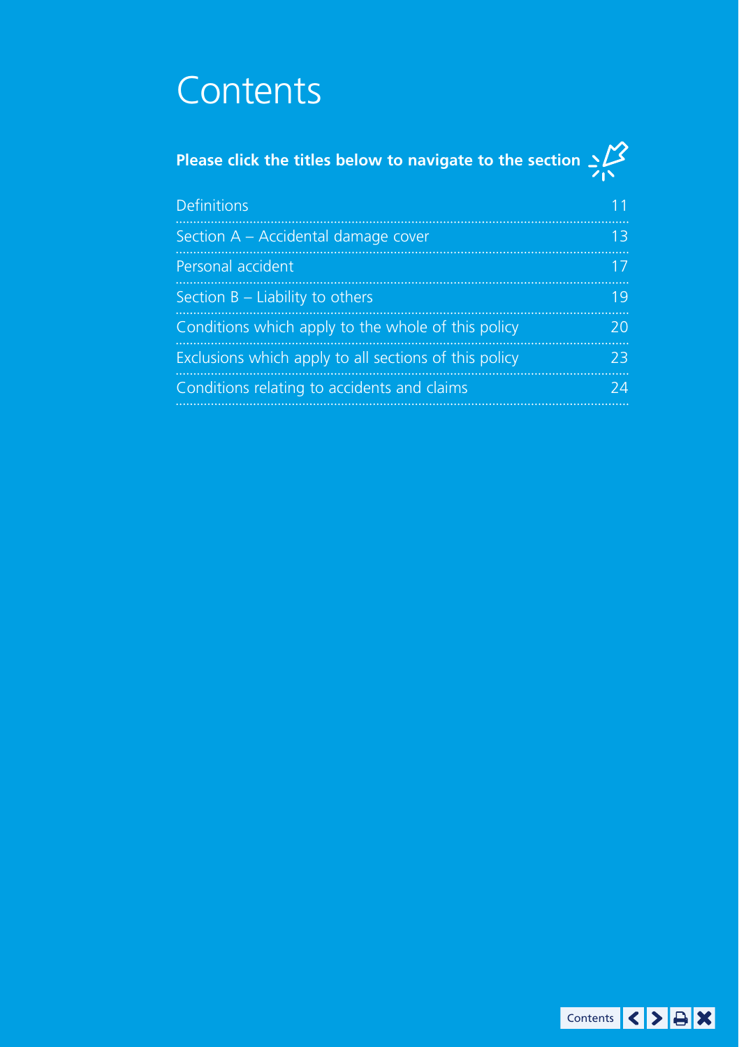# Contents

**Please click the titles below to navigate to the section**

| | |
|---|---|
| Definitions | 11 |
| Section A – Accidental damage cover | 13 |
| Personal accident | 17 |
| Section B – Liability to others | 19 |
| Conditions which apply to the whole of this policy | 20 |
| Exclusions which apply to all sections of this policy | 23 |
| Conditions relating to accidents and claims | 24 |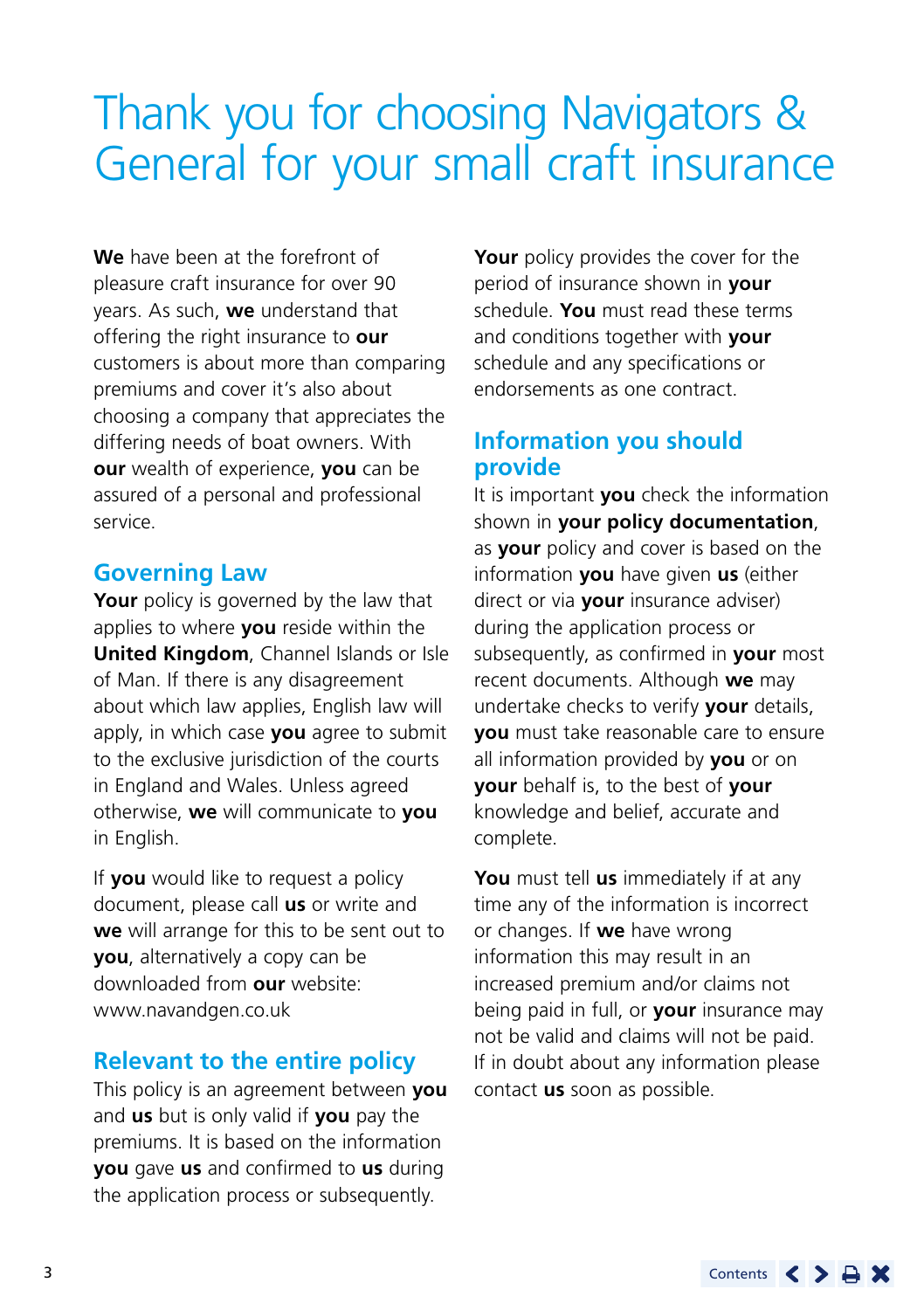# Thank you for choosing Navigators & General for your small craft insurance

**We** have been at the forefront of pleasure craft insurance for over 90 years. As such, **we** understand that offering the right insurance to **our** customers is about more than comparing premiums and cover it's also about choosing a company that appreciates the differing needs of boat owners. With **our** wealth of experience, **you** can be assured of a personal and professional service.

## Governing Law

**Your** policy is governed by the law that applies to where **you** reside within the **United Kingdom**, Channel Islands or Isle of Man. If there is any disagreement about which law applies, English law will apply, in which case **you** agree to submit to the exclusive jurisdiction of the courts in England and Wales. Unless agreed otherwise, **we** will communicate to **you** in English.

If **you** would like to request a policy document, please call **us** or write and **we** will arrange for this to be sent out to **you**, alternatively a copy can be downloaded from **our** website: www.navandgen.co.uk

## Relevant to the entire policy

This policy is an agreement between **you** and **us** but is only valid if **you** pay the premiums. It is based on the information **you** gave **us** and confirmed to **us** during the application process or subsequently.

**Your** policy provides the cover for the period of insurance shown in **your** schedule. **You** must read these terms and conditions together with **your** schedule and any specifications or endorsements as one contract.

## Information you should provide

It is important **you** check the information shown in **your policy documentation**, as **your** policy and cover is based on the information **you** have given **us** (either direct or via **your** insurance adviser) during the application process or subsequently, as confirmed in **your** most recent documents. Although **we** may undertake checks to verify **your** details, **you** must take reasonable care to ensure all information provided by **you** or on **your** behalf is, to the best of **your** knowledge and belief, accurate and complete.

**You** must tell **us** immediately if at any time any of the information is incorrect or changes. If **we** have wrong information this may result in an increased premium and/or claims not being paid in full, or **your** insurance may not be valid and claims will not be paid. If in doubt about any information please contact **us** soon as possible.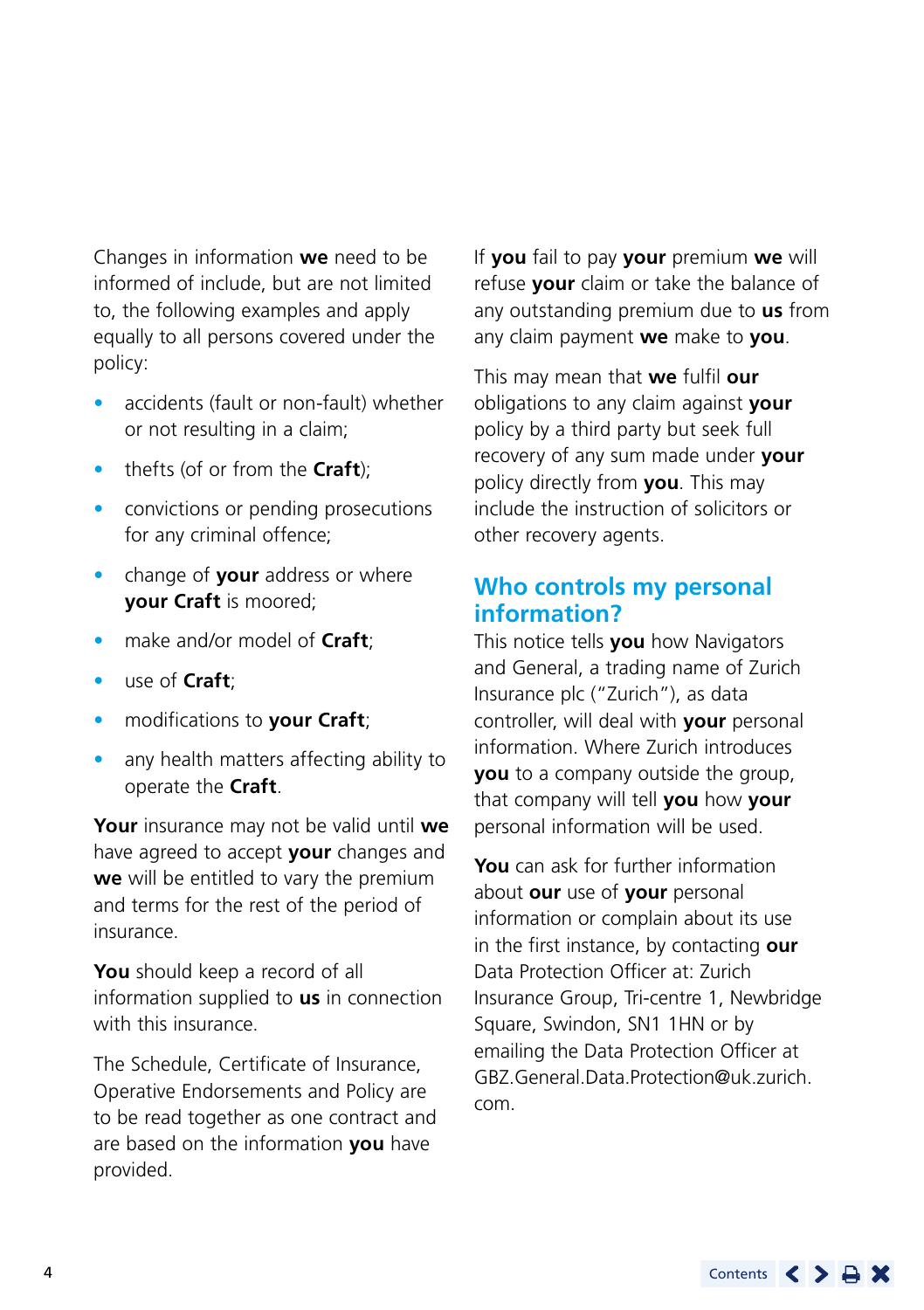Changes in information **we** need to be informed of include, but are not limited to, the following examples and apply equally to all persons covered under the policy:

- accidents (fault or non-fault) whether or not resulting in a claim;
- thefts (of or from the **Craft**);
- convictions or pending prosecutions for any criminal offence;
- change of **your** address or where **your Craft** is moored;
- make and/or model of **Craft**;
- use of **Craft**;
- modifications to **your Craft**;
- any health matters affecting ability to operate the **Craft**.

**Your** insurance may not be valid until **we** have agreed to accept **your** changes and **we** will be entitled to vary the premium and terms for the rest of the period of insurance.

**You** should keep a record of all information supplied to **us** in connection with this insurance.

The Schedule, Certificate of Insurance, Operative Endorsements and Policy are to be read together as one contract and are based on the information **you** have provided.

If **you** fail to pay **your** premium **we** will refuse **your** claim or take the balance of any outstanding premium due to **us** from any claim payment **we** make to **you**.

This may mean that **we** fulfil **our** obligations to any claim against **your** policy by a third party but seek full recovery of any sum made under **your** policy directly from **you**. This may include the instruction of solicitors or other recovery agents.

## Who controls my personal information?

This notice tells **you** how Navigators and General, a trading name of Zurich Insurance plc ("Zurich"), as data controller, will deal with **your** personal information. Where Zurich introduces **you** to a company outside the group, that company will tell **you** how **your** personal information will be used.

**You** can ask for further information about **our** use of **your** personal information or complain about its use in the first instance, by contacting **our** Data Protection Officer at: Zurich Insurance Group, Tri-centre 1, Newbridge Square, Swindon, SN1 1HN or by emailing the Data Protection Officer at GBZ.General.Data.Protection@uk.zurich.com.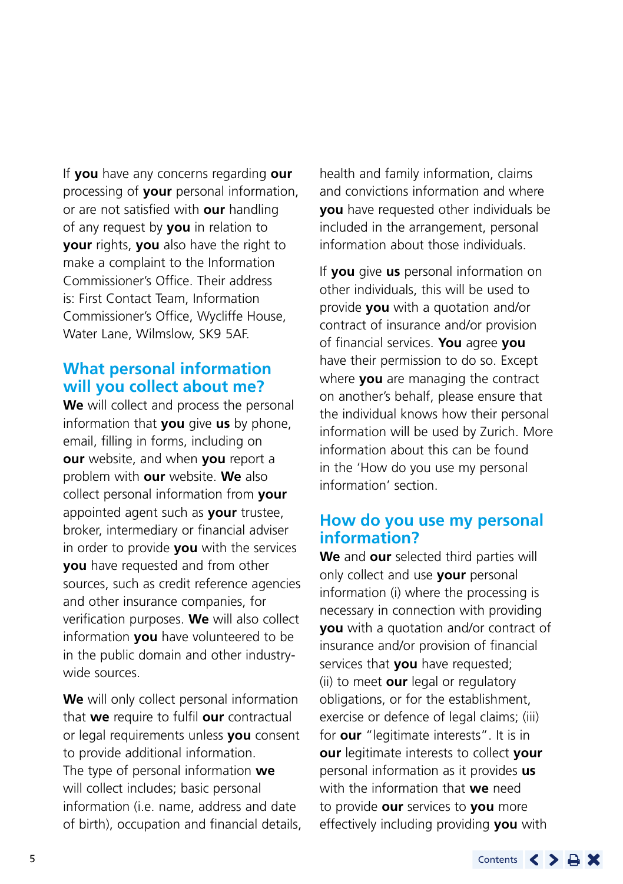If **you** have any concerns regarding **our** processing of **your** personal information, or are not satisfied with **our** handling of any request by **you** in relation to **your** rights, **you** also have the right to make a complaint to the Information Commissioner's Office. Their address is: First Contact Team, Information Commissioner's Office, Wycliffe House, Water Lane, Wilmslow, SK9 5AF.

## What personal information will you collect about me?

**We** will collect and process the personal information that **you** give **us** by phone, email, filling in forms, including on **our** website, and when **you** report a problem with **our** website. **We** also collect personal information from **your** appointed agent such as **your** trustee, broker, intermediary or financial adviser in order to provide **you** with the services **you** have requested and from other sources, such as credit reference agencies and other insurance companies, for verification purposes. **We** will also collect information **you** have volunteered to be in the public domain and other industry-wide sources.

**We** will only collect personal information that **we** require to fulfil **our** contractual or legal requirements unless **you** consent to provide additional information. The type of personal information **we** will collect includes; basic personal information (i.e. name, address and date of birth), occupation and financial details, health and family information, claims and convictions information and where **you** have requested other individuals be included in the arrangement, personal information about those individuals.

If **you** give **us** personal information on other individuals, this will be used to provide **you** with a quotation and/or contract of insurance and/or provision of financial services. **You** agree **you** have their permission to do so. Except where **you** are managing the contract on another's behalf, please ensure that the individual knows how their personal information will be used by Zurich. More information about this can be found in the 'How do you use my personal information' section.

## How do you use my personal information?

**We** and **our** selected third parties will only collect and use **your** personal information (i) where the processing is necessary in connection with providing **you** with a quotation and/or contract of insurance and/or provision of financial services that **you** have requested; (ii) to meet **our** legal or regulatory obligations, or for the establishment, exercise or defence of legal claims; (iii) for **our** "legitimate interests". It is in **our** legitimate interests to collect **your** personal information as it provides **us** with the information that **we** need to provide **our** services to **you** more effectively including providing **you** with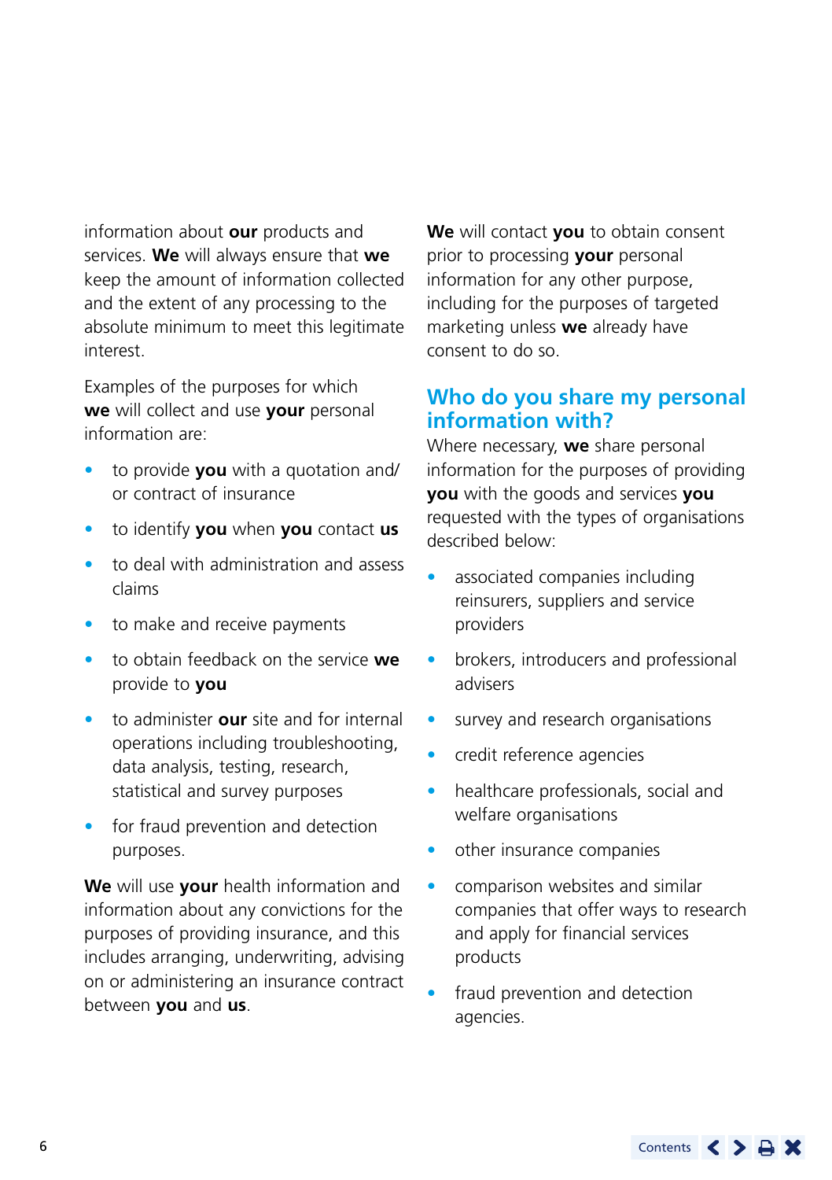information about **our** products and services. **We** will always ensure that **we** keep the amount of information collected and the extent of any processing to the absolute minimum to meet this legitimate interest.

Examples of the purposes for which **we** will collect and use **your** personal information are:

- to provide **you** with a quotation and/or contract of insurance
- to identify **you** when **you** contact **us**
- to deal with administration and assess claims
- to make and receive payments
- to obtain feedback on the service **we** provide to **you**
- to administer **our** site and for internal operations including troubleshooting, data analysis, testing, research, statistical and survey purposes
- for fraud prevention and detection purposes.

**We** will use **your** health information and information about any convictions for the purposes of providing insurance, and this includes arranging, underwriting, advising on or administering an insurance contract between **you** and **us**.

**We** will contact **you** to obtain consent prior to processing **your** personal information for any other purpose, including for the purposes of targeted marketing unless **we** already have consent to do so.

## Who do you share my personal information with?

Where necessary, **we** share personal information for the purposes of providing **you** with the goods and services **you** requested with the types of organisations described below:

- associated companies including reinsurers, suppliers and service providers
- brokers, introducers and professional advisers
- survey and research organisations
- credit reference agencies
- healthcare professionals, social and welfare organisations
- other insurance companies
- comparison websites and similar companies that offer ways to research and apply for financial services products
- fraud prevention and detection agencies.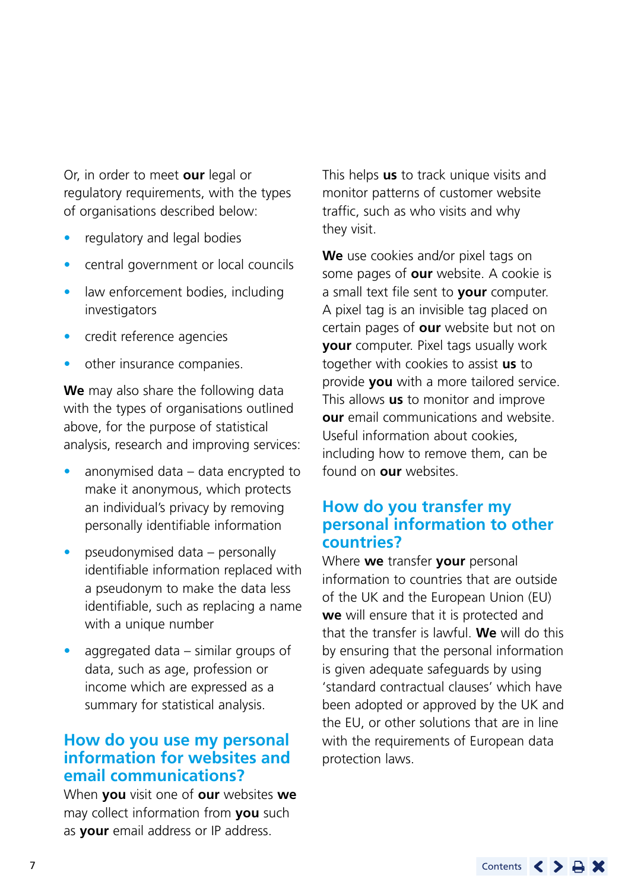Or, in order to meet **our** legal or regulatory requirements, with the types of organisations described below:

- regulatory and legal bodies
- central government or local councils
- law enforcement bodies, including investigators
- credit reference agencies
- other insurance companies.

**We** may also share the following data with the types of organisations outlined above, for the purpose of statistical analysis, research and improving services:

- anonymised data – data encrypted to make it anonymous, which protects an individual's privacy by removing personally identifiable information
- pseudonymised data – personally identifiable information replaced with a pseudonym to make the data less identifiable, such as replacing a name with a unique number
- aggregated data – similar groups of data, such as age, profession or income which are expressed as a summary for statistical analysis.

## How do you use my personal information for websites and email communications?

When **you** visit one of **our** websites **we** may collect information from **you** such as **your** email address or IP address. This helps **us** to track unique visits and monitor patterns of customer website traffic, such as who visits and why they visit.

**We** use cookies and/or pixel tags on some pages of **our** website. A cookie is a small text file sent to **your** computer. A pixel tag is an invisible tag placed on certain pages of **our** website but not on **your** computer. Pixel tags usually work together with cookies to assist **us** to provide **you** with a more tailored service. This allows **us** to monitor and improve **our** email communications and website. Useful information about cookies, including how to remove them, can be found on **our** websites.

## How do you transfer my personal information to other countries?

Where **we** transfer **your** personal information to countries that are outside of the UK and the European Union (EU) **we** will ensure that it is protected and that the transfer is lawful. **We** will do this by ensuring that the personal information is given adequate safeguards by using 'standard contractual clauses' which have been adopted or approved by the UK and the EU, or other solutions that are in line with the requirements of European data protection laws.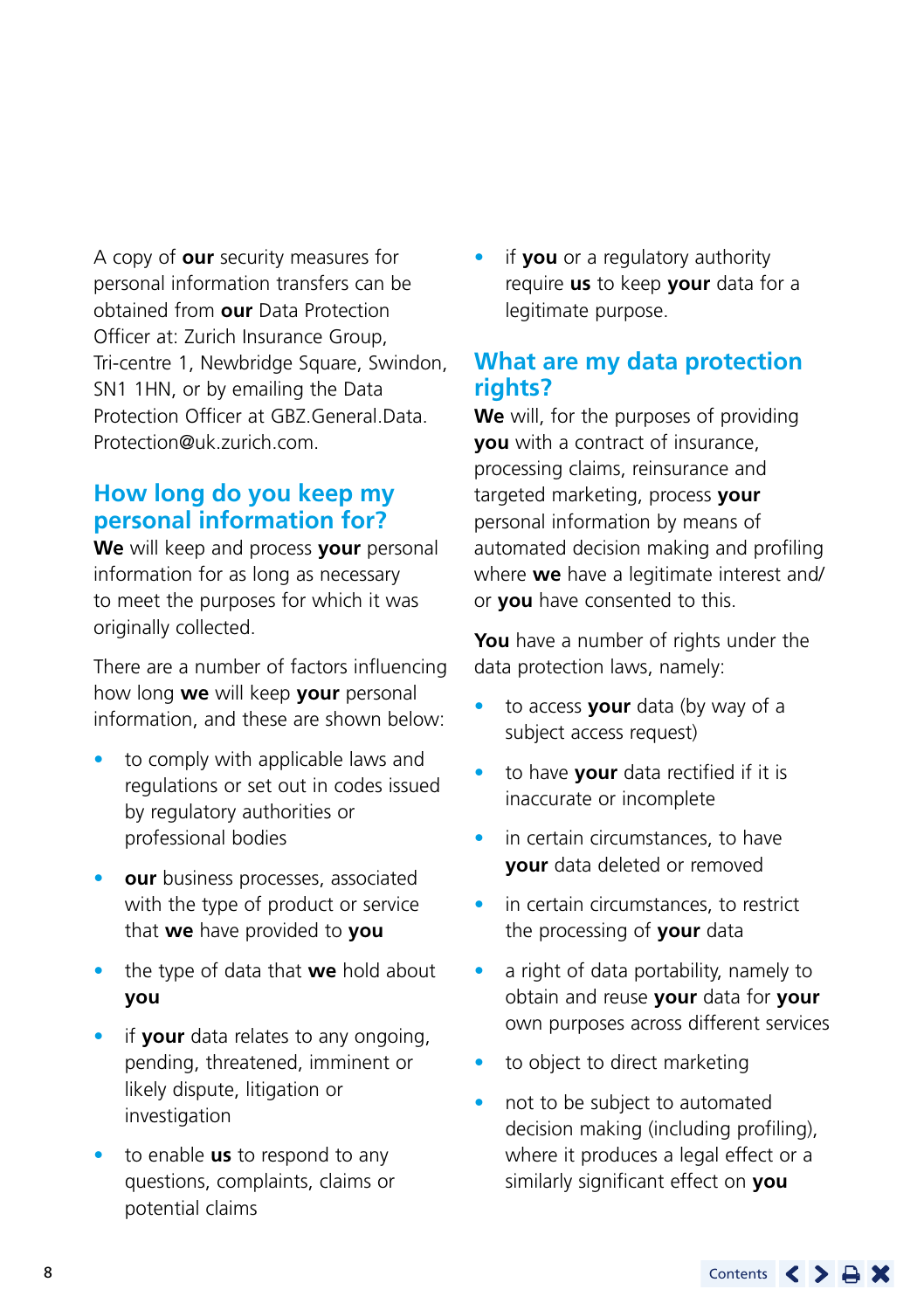A copy of **our** security measures for personal information transfers can be obtained from **our** Data Protection Officer at: Zurich Insurance Group, Tri-centre 1, Newbridge Square, Swindon, SN1 1HN, or by emailing the Data Protection Officer at GBZ.General.Data.Protection@uk.zurich.com.

## How long do you keep my personal information for?

**We** will keep and process **your** personal information for as long as necessary to meet the purposes for which it was originally collected.

There are a number of factors influencing how long **we** will keep **your** personal information, and these are shown below:

- to comply with applicable laws and regulations or set out in codes issued by regulatory authorities or professional bodies
- **our** business processes, associated with the type of product or service that **we** have provided to **you**
- the type of data that **we** hold about **you**
- if **your** data relates to any ongoing, pending, threatened, imminent or likely dispute, litigation or investigation
- to enable **us** to respond to any questions, complaints, claims or potential claims
- if **you** or a regulatory authority require **us** to keep **your** data for a legitimate purpose.

## What are my data protection rights?

**We** will, for the purposes of providing **you** with a contract of insurance, processing claims, reinsurance and targeted marketing, process **your** personal information by means of automated decision making and profiling where **we** have a legitimate interest and/or **you** have consented to this.

**You** have a number of rights under the data protection laws, namely:

- to access **your** data (by way of a subject access request)
- to have **your** data rectified if it is inaccurate or incomplete
- in certain circumstances, to have **your** data deleted or removed
- in certain circumstances, to restrict the processing of **your** data
- a right of data portability, namely to obtain and reuse **your** data for **your** own purposes across different services
- to object to direct marketing
- not to be subject to automated decision making (including profiling), where it produces a legal effect or a similarly significant effect on **you**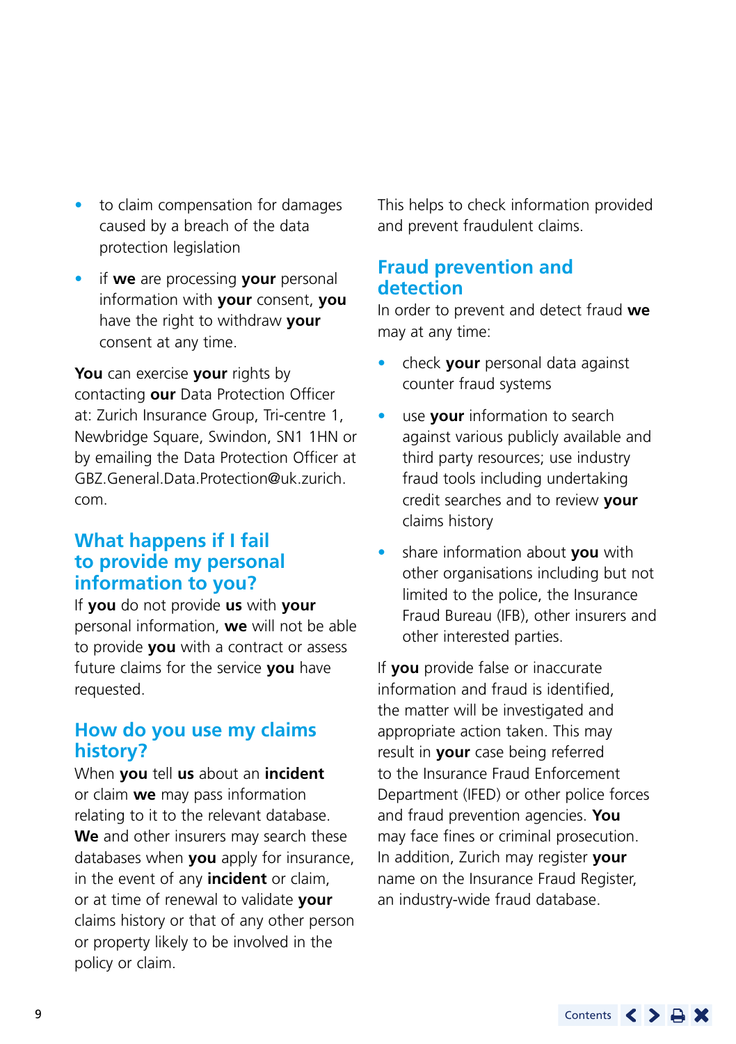- to claim compensation for damages caused by a breach of the data protection legislation
- if **we** are processing **your** personal information with **your** consent, **you** have the right to withdraw **your** consent at any time.

**You** can exercise **your** rights by contacting **our** Data Protection Officer at: Zurich Insurance Group, Tri-centre 1, Newbridge Square, Swindon, SN1 1HN or by emailing the Data Protection Officer at GBZ.General.Data.Protection@uk.zurich.com.

## What happens if I fail to provide my personal information to you?

If **you** do not provide **us** with **your** personal information, **we** will not be able to provide **you** with a contract or assess future claims for the service **you** have requested.

## How do you use my claims history?

When **you** tell **us** about an **incident** or claim **we** may pass information relating to it to the relevant database. **We** and other insurers may search these databases when **you** apply for insurance, in the event of any **incident** or claim, or at time of renewal to validate **your** claims history or that of any other person or property likely to be involved in the policy or claim.

This helps to check information provided and prevent fraudulent claims.

## Fraud prevention and detection

In order to prevent and detect fraud **we** may at any time:

- check **your** personal data against counter fraud systems
- use **your** information to search against various publicly available and third party resources; use industry fraud tools including undertaking credit searches and to review **your** claims history
- share information about **you** with other organisations including but not limited to the police, the Insurance Fraud Bureau (IFB), other insurers and other interested parties.

If **you** provide false or inaccurate information and fraud is identified, the matter will be investigated and appropriate action taken. This may result in **your** case being referred to the Insurance Fraud Enforcement Department (IFED) or other police forces and fraud prevention agencies. **You** may face fines or criminal prosecution. In addition, Zurich may register **your** name on the Insurance Fraud Register, an industry-wide fraud database.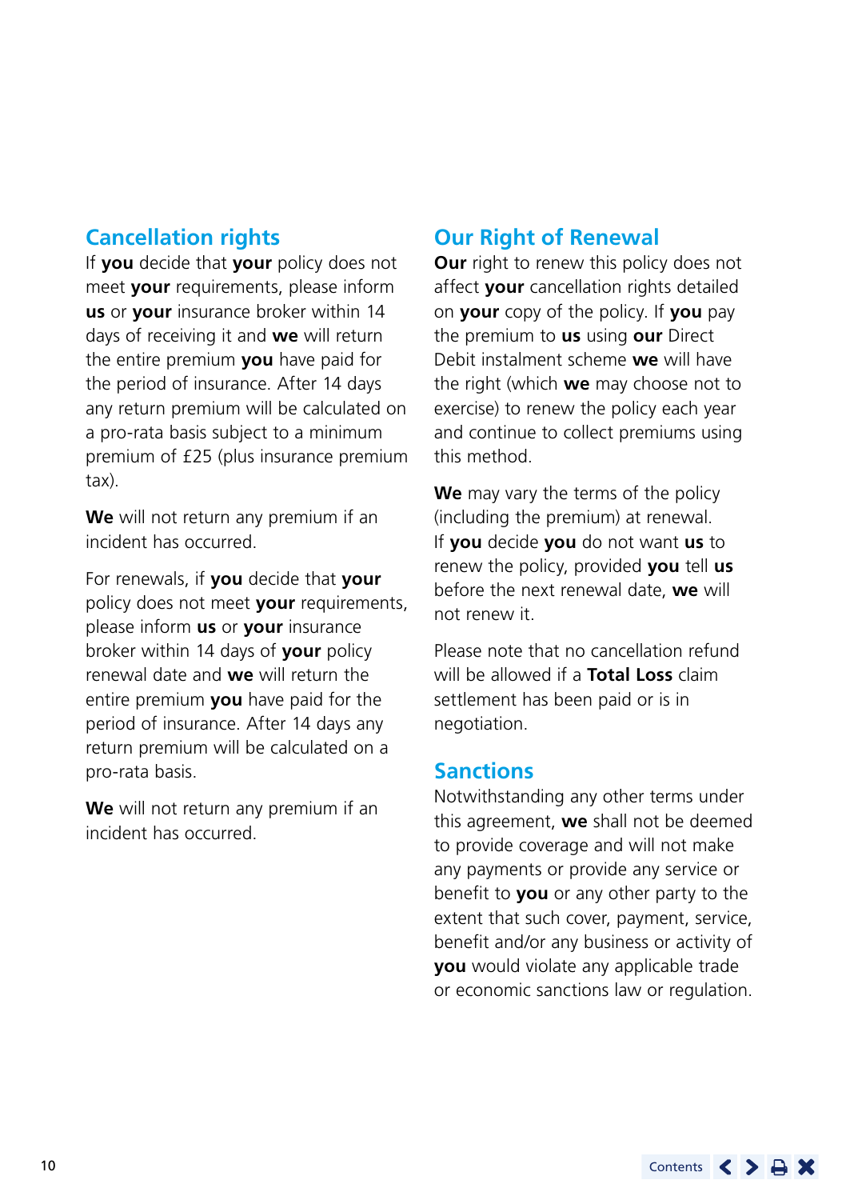## Cancellation rights

If **you** decide that **your** policy does not meet **your** requirements, please inform **us** or **your** insurance broker within 14 days of receiving it and **we** will return the entire premium **you** have paid for the period of insurance. After 14 days any return premium will be calculated on a pro-rata basis subject to a minimum premium of £25 (plus insurance premium tax).

**We** will not return any premium if an incident has occurred.

For renewals, if **you** decide that **your** policy does not meet **your** requirements, please inform **us** or **your** insurance broker within 14 days of **your** policy renewal date and **we** will return the entire premium **you** have paid for the period of insurance. After 14 days any return premium will be calculated on a pro-rata basis.

**We** will not return any premium if an incident has occurred.

## Our Right of Renewal

**Our** right to renew this policy does not affect **your** cancellation rights detailed on **your** copy of the policy. If **you** pay the premium to **us** using **our** Direct Debit instalment scheme **we** will have the right (which **we** may choose not to exercise) to renew the policy each year and continue to collect premiums using this method.

**We** may vary the terms of the policy (including the premium) at renewal. If **you** decide **you** do not want **us** to renew the policy, provided **you** tell **us** before the next renewal date, **we** will not renew it.

Please note that no cancellation refund will be allowed if a **Total Loss** claim settlement has been paid or is in negotiation.

## Sanctions

Notwithstanding any other terms under this agreement, **we** shall not be deemed to provide coverage and will not make any payments or provide any service or benefit to **you** or any other party to the extent that such cover, payment, service, benefit and/or any business or activity of **you** would violate any applicable trade or economic sanctions law or regulation.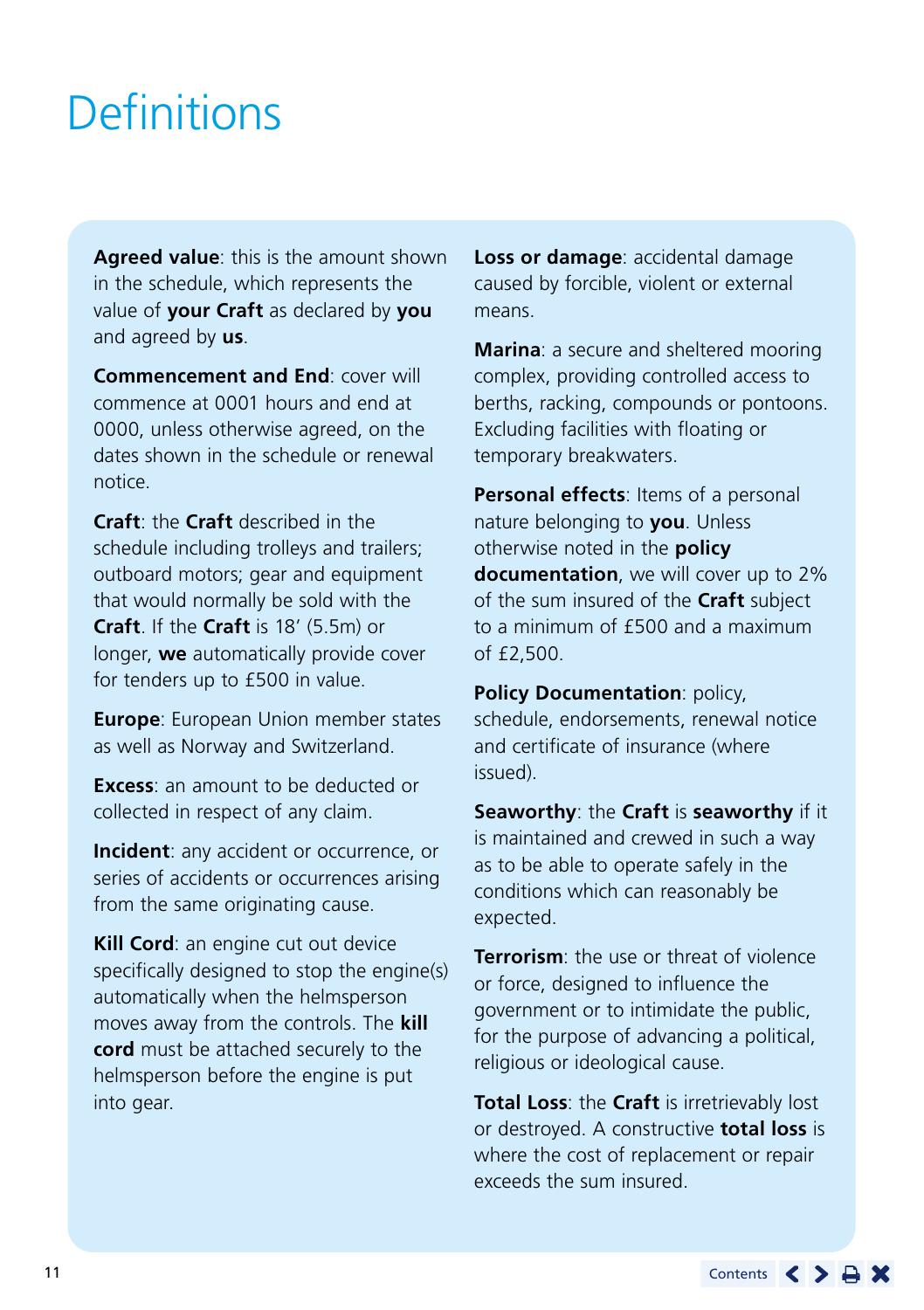# Definitions

**Agreed value**: this is the amount shown in the schedule, which represents the value of **your Craft** as declared by **you** and agreed by **us**.

**Commencement and End**: cover will commence at 0001 hours and end at 0000, unless otherwise agreed, on the dates shown in the schedule or renewal notice.

**Craft**: the **Craft** described in the schedule including trolleys and trailers; outboard motors; gear and equipment that would normally be sold with the **Craft**. If the **Craft** is 18' (5.5m) or longer, **we** automatically provide cover for tenders up to £500 in value.

**Europe**: European Union member states as well as Norway and Switzerland.

**Excess**: an amount to be deducted or collected in respect of any claim.

**Incident**: any accident or occurrence, or series of accidents or occurrences arising from the same originating cause.

**Kill Cord**: an engine cut out device specifically designed to stop the engine(s) automatically when the helmsperson moves away from the controls. The **kill cord** must be attached securely to the helmsperson before the engine is put into gear.

**Loss or damage**: accidental damage caused by forcible, violent or external means.

**Marina**: a secure and sheltered mooring complex, providing controlled access to berths, racking, compounds or pontoons. Excluding facilities with floating or temporary breakwaters.

**Personal effects**: Items of a personal nature belonging to **you**. Unless otherwise noted in the **policy documentation**, we will cover up to 2% of the sum insured of the **Craft** subject to a minimum of £500 and a maximum of £2,500.

**Policy Documentation**: policy, schedule, endorsements, renewal notice and certificate of insurance (where issued).

**Seaworthy**: the **Craft** is **seaworthy** if it is maintained and crewed in such a way as to be able to operate safely in the conditions which can reasonably be expected.

**Terrorism**: the use or threat of violence or force, designed to influence the government or to intimidate the public, for the purpose of advancing a political, religious or ideological cause.

**Total Loss**: the **Craft** is irretrievably lost or destroyed. A constructive **total loss** is where the cost of replacement or repair exceeds the sum insured.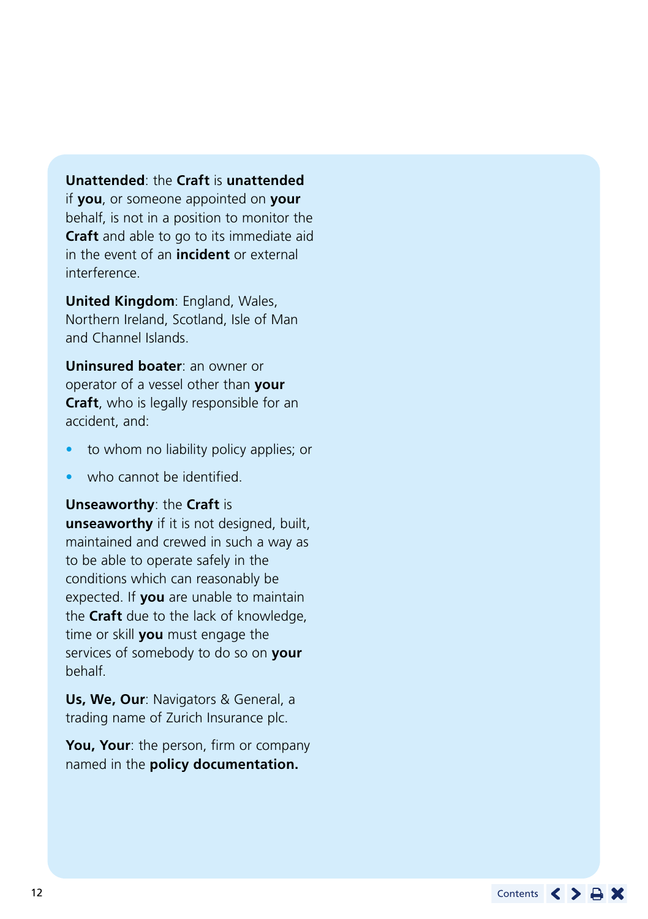**Unattended**: the **Craft** is **unattended** if **you**, or someone appointed on **your** behalf, is not in a position to monitor the **Craft** and able to go to its immediate aid in the event of an **incident** or external interference.

**United Kingdom**: England, Wales, Northern Ireland, Scotland, Isle of Man and Channel Islands.

**Uninsured boater**: an owner or operator of a vessel other than **your Craft**, who is legally responsible for an accident, and:

- to whom no liability policy applies; or
- who cannot be identified.

**Unseaworthy**: the **Craft** is **unseaworthy** if it is not designed, built, maintained and crewed in such a way as to be able to operate safely in the conditions which can reasonably be expected. If **you** are unable to maintain the **Craft** due to the lack of knowledge, time or skill **you** must engage the services of somebody to do so on **your** behalf.

**Us, We, Our**: Navigators & General, a trading name of Zurich Insurance plc.

**You, Your**: the person, firm or company named in the **policy documentation.**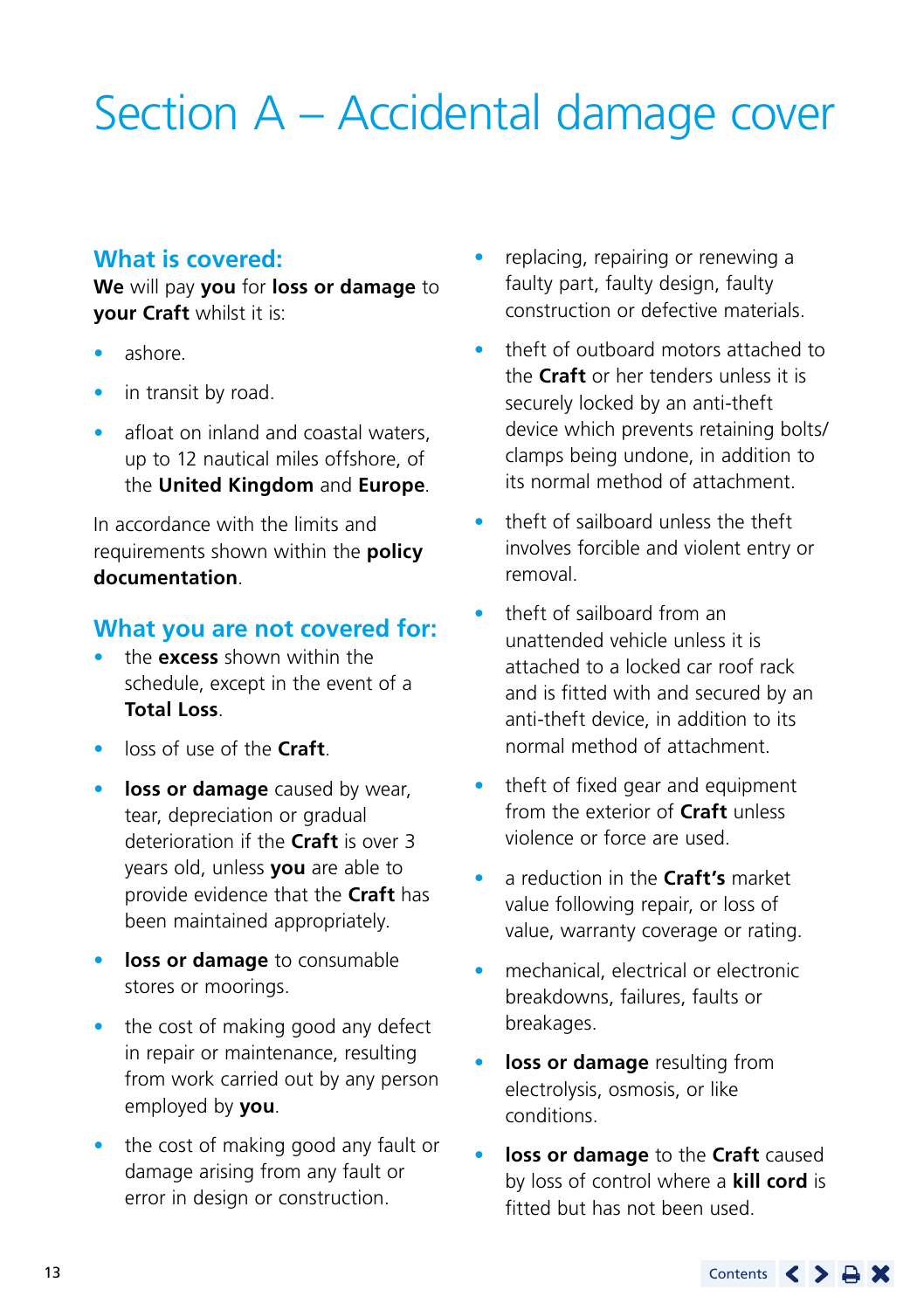# Section A – Accidental damage cover

## What is covered:

**We** will pay **you** for **loss or damage** to **your Craft** whilst it is:

- ashore.
- in transit by road.
- afloat on inland and coastal waters, up to 12 nautical miles offshore, of the **United Kingdom** and **Europe**.

In accordance with the limits and requirements shown within the **policy documentation**.

## What you are not covered for:

- the **excess** shown within the schedule, except in the event of a **Total Loss**.
- loss of use of the **Craft**.
- **loss or damage** caused by wear, tear, depreciation or gradual deterioration if the **Craft** is over 3 years old, unless **you** are able to provide evidence that the **Craft** has been maintained appropriately.
- **loss or damage** to consumable stores or moorings.
- the cost of making good any defect in repair or maintenance, resulting from work carried out by any person employed by **you**.
- the cost of making good any fault or damage arising from any fault or error in design or construction.
- replacing, repairing or renewing a faulty part, faulty design, faulty construction or defective materials.
- theft of outboard motors attached to the **Craft** or her tenders unless it is securely locked by an anti-theft device which prevents retaining bolts/clamps being undone, in addition to its normal method of attachment.
- theft of sailboard unless the theft involves forcible and violent entry or removal.
- theft of sailboard from an unattended vehicle unless it is attached to a locked car roof rack and is fitted with and secured by an anti-theft device, in addition to its normal method of attachment.
- theft of fixed gear and equipment from the exterior of **Craft** unless violence or force are used.
- a reduction in the **Craft's** market value following repair, or loss of value, warranty coverage or rating.
- mechanical, electrical or electronic breakdowns, failures, faults or breakages.
- **loss or damage** resulting from electrolysis, osmosis, or like conditions.
- **loss or damage** to the **Craft** caused by loss of control where a **kill cord** is fitted but has not been used.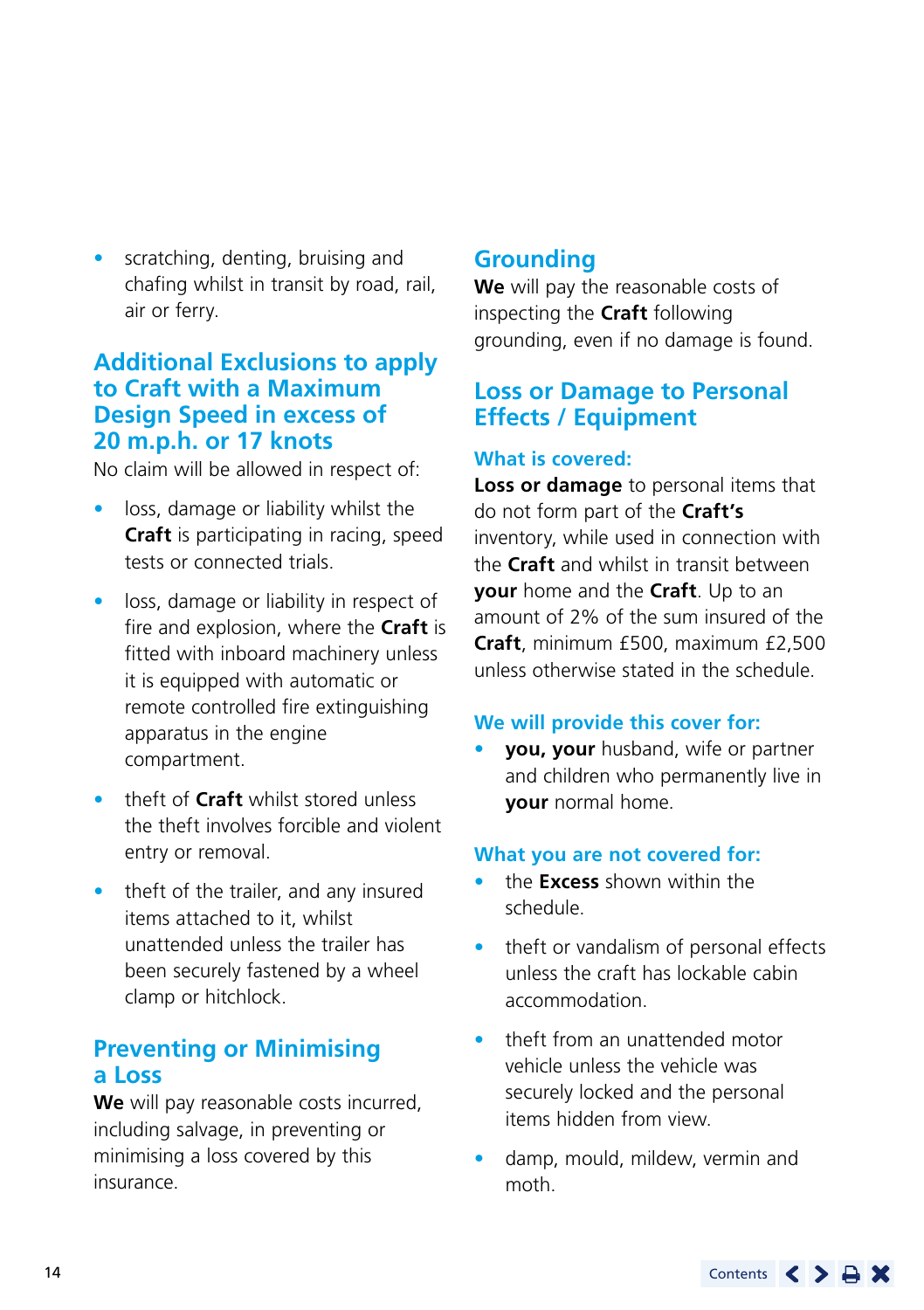- scratching, denting, bruising and chafing whilst in transit by road, rail, air or ferry.

## Additional Exclusions to apply to Craft with a Maximum Design Speed in excess of 20 m.p.h. or 17 knots

No claim will be allowed in respect of:

- loss, damage or liability whilst the **Craft** is participating in racing, speed tests or connected trials.
- loss, damage or liability in respect of fire and explosion, where the **Craft** is fitted with inboard machinery unless it is equipped with automatic or remote controlled fire extinguishing apparatus in the engine compartment.
- theft of **Craft** whilst stored unless the theft involves forcible and violent entry or removal.
- theft of the trailer, and any insured items attached to it, whilst unattended unless the trailer has been securely fastened by a wheel clamp or hitchlock.

## Preventing or Minimising a Loss

**We** will pay reasonable costs incurred, including salvage, in preventing or minimising a loss covered by this insurance.

## Grounding

**We** will pay the reasonable costs of inspecting the **Craft** following grounding, even if no damage is found.

## Loss or Damage to Personal Effects / Equipment

### What is covered:

**Loss or damage** to personal items that do not form part of the **Craft's** inventory, while used in connection with the **Craft** and whilst in transit between **your** home and the **Craft**. Up to an amount of 2% of the sum insured of the **Craft**, minimum £500, maximum £2,500 unless otherwise stated in the schedule.

### We will provide this cover for:

- **you, your** husband, wife or partner and children who permanently live in **your** normal home.

### What you are not covered for:

- the **Excess** shown within the schedule.
- theft or vandalism of personal effects unless the craft has lockable cabin accommodation.
- theft from an unattended motor vehicle unless the vehicle was securely locked and the personal items hidden from view.
- damp, mould, mildew, vermin and moth.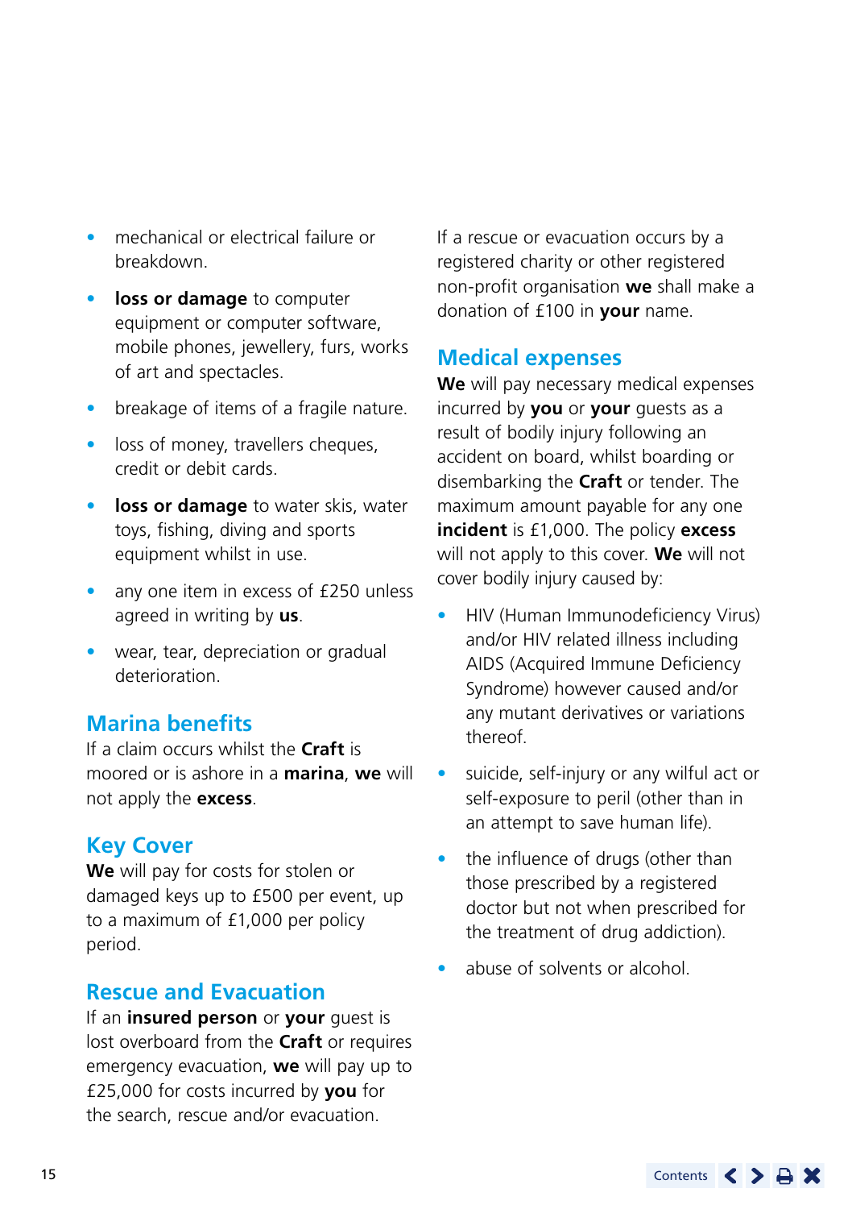- mechanical or electrical failure or breakdown.
- **loss or damage** to computer equipment or computer software, mobile phones, jewellery, furs, works of art and spectacles.
- breakage of items of a fragile nature.
- loss of money, travellers cheques, credit or debit cards.
- **loss or damage** to water skis, water toys, fishing, diving and sports equipment whilst in use.
- any one item in excess of £250 unless agreed in writing by **us**.
- wear, tear, depreciation or gradual deterioration.

## Marina benefits

If a claim occurs whilst the **Craft** is moored or is ashore in a **marina**, **we** will not apply the **excess**.

## Key Cover

**We** will pay for costs for stolen or damaged keys up to £500 per event, up to a maximum of £1,000 per policy period.

## Rescue and Evacuation

If an **insured person** or **your** guest is lost overboard from the **Craft** or requires emergency evacuation, **we** will pay up to £25,000 for costs incurred by **you** for the search, rescue and/or evacuation.

If a rescue or evacuation occurs by a registered charity or other registered non-profit organisation **we** shall make a donation of £100 in **your** name.

## Medical expenses

**We** will pay necessary medical expenses incurred by **you** or **your** guests as a result of bodily injury following an accident on board, whilst boarding or disembarking the **Craft** or tender. The maximum amount payable for any one **incident** is £1,000. The policy **excess** will not apply to this cover. **We** will not cover bodily injury caused by:

- HIV (Human Immunodeficiency Virus) and/or HIV related illness including AIDS (Acquired Immune Deficiency Syndrome) however caused and/or any mutant derivatives or variations thereof.
- suicide, self-injury or any wilful act or self-exposure to peril (other than in an attempt to save human life).
- the influence of drugs (other than those prescribed by a registered doctor but not when prescribed for the treatment of drug addiction).
- abuse of solvents or alcohol.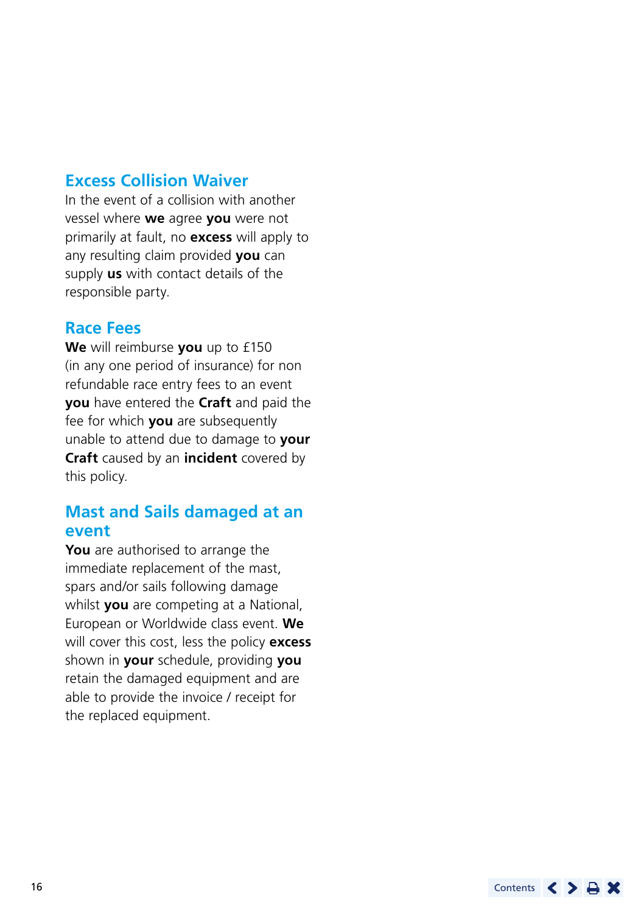## Excess Collision Waiver

In the event of a collision with another vessel where **we** agree **you** were not primarily at fault, no **excess** will apply to any resulting claim provided **you** can supply **us** with contact details of the responsible party.

## Race Fees

**We** will reimburse **you** up to £150 (in any one period of insurance) for non refundable race entry fees to an event **you** have entered the **Craft** and paid the fee for which **you** are subsequently unable to attend due to damage to **your Craft** caused by an **incident** covered by this policy.

## Mast and Sails damaged at an event

**You** are authorised to arrange the immediate replacement of the mast, spars and/or sails following damage whilst **you** are competing at a National, European or Worldwide class event. **We** will cover this cost, less the policy **excess** shown in **your** schedule, providing **you** retain the damaged equipment and are able to provide the invoice / receipt for the replaced equipment.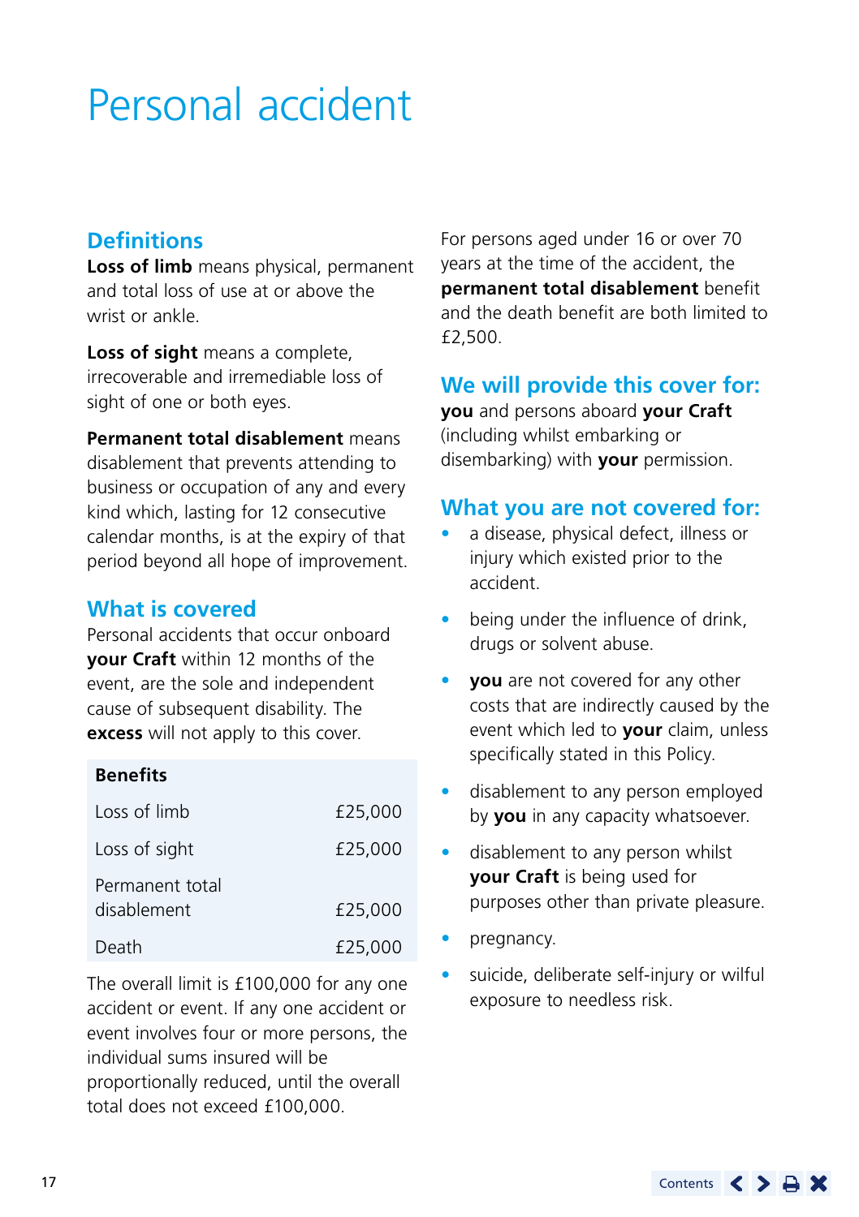# Personal accident

## Definitions

**Loss of limb** means physical, permanent and total loss of use at or above the wrist or ankle.

**Loss of sight** means a complete, irrecoverable and irremediable loss of sight of one or both eyes.

**Permanent total disablement** means disablement that prevents attending to business or occupation of any and every kind which, lasting for 12 consecutive calendar months, is at the expiry of that period beyond all hope of improvement.

## What is covered

Personal accidents that occur onboard **your Craft** within 12 months of the event, are the sole and independent cause of subsequent disability. The **excess** will not apply to this cover.

| Benefits | |
|---|---|
| Loss of limb | £25,000 |
| Loss of sight | £25,000 |
| Permanent total disablement | £25,000 |
| Death | £25,000 |

The overall limit is £100,000 for any one accident or event. If any one accident or event involves four or more persons, the individual sums insured will be proportionally reduced, until the overall total does not exceed £100,000.

For persons aged under 16 or over 70 years at the time of the accident, the **permanent total disablement** benefit and the death benefit are both limited to £2,500.

## We will provide this cover for:

**you** and persons aboard **your Craft** (including whilst embarking or disembarking) with **your** permission.

## What you are not covered for:

- a disease, physical defect, illness or injury which existed prior to the accident.
- being under the influence of drink, drugs or solvent abuse.
- **you** are not covered for any other costs that are indirectly caused by the event which led to **your** claim, unless specifically stated in this Policy.
- disablement to any person employed by **you** in any capacity whatsoever.
- disablement to any person whilst **your Craft** is being used for purposes other than private pleasure.
- pregnancy.
- suicide, deliberate self-injury or wilful exposure to needless risk.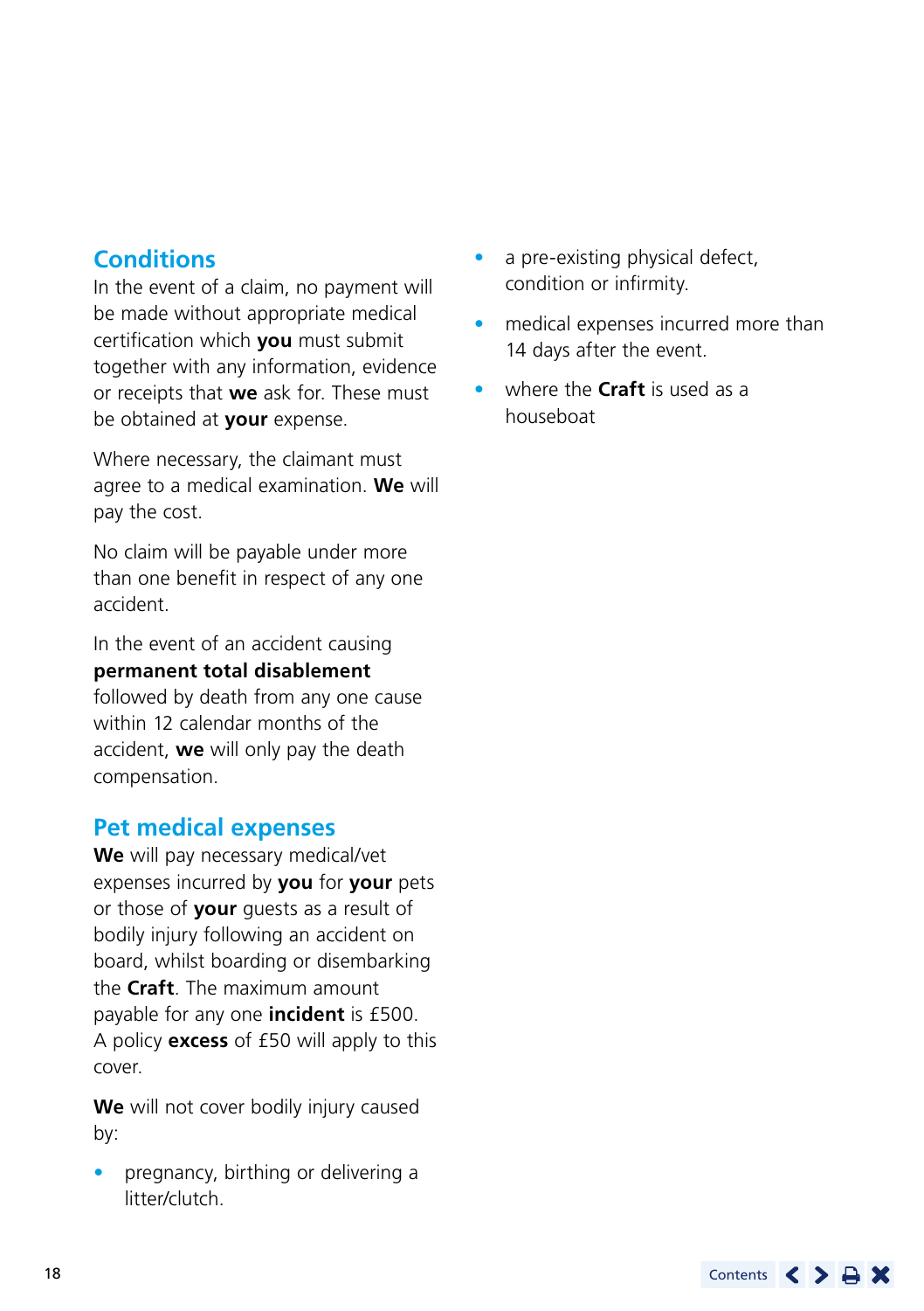## Conditions

In the event of a claim, no payment will be made without appropriate medical certification which **you** must submit together with any information, evidence or receipts that **we** ask for. These must be obtained at **your** expense.

Where necessary, the claimant must agree to a medical examination. **We** will pay the cost.

No claim will be payable under more than one benefit in respect of any one accident.

In the event of an accident causing **permanent total disablement** followed by death from any one cause within 12 calendar months of the accident, **we** will only pay the death compensation.

## Pet medical expenses

**We** will pay necessary medical/vet expenses incurred by **you** for **your** pets or those of **your** guests as a result of bodily injury following an accident on board, whilst boarding or disembarking the **Craft**. The maximum amount payable for any one **incident** is £500. A policy **excess** of £50 will apply to this cover.

**We** will not cover bodily injury caused by:

- pregnancy, birthing or delivering a litter/clutch.
- a pre-existing physical defect, condition or infirmity.
- medical expenses incurred more than 14 days after the event.
- where the **Craft** is used as a houseboat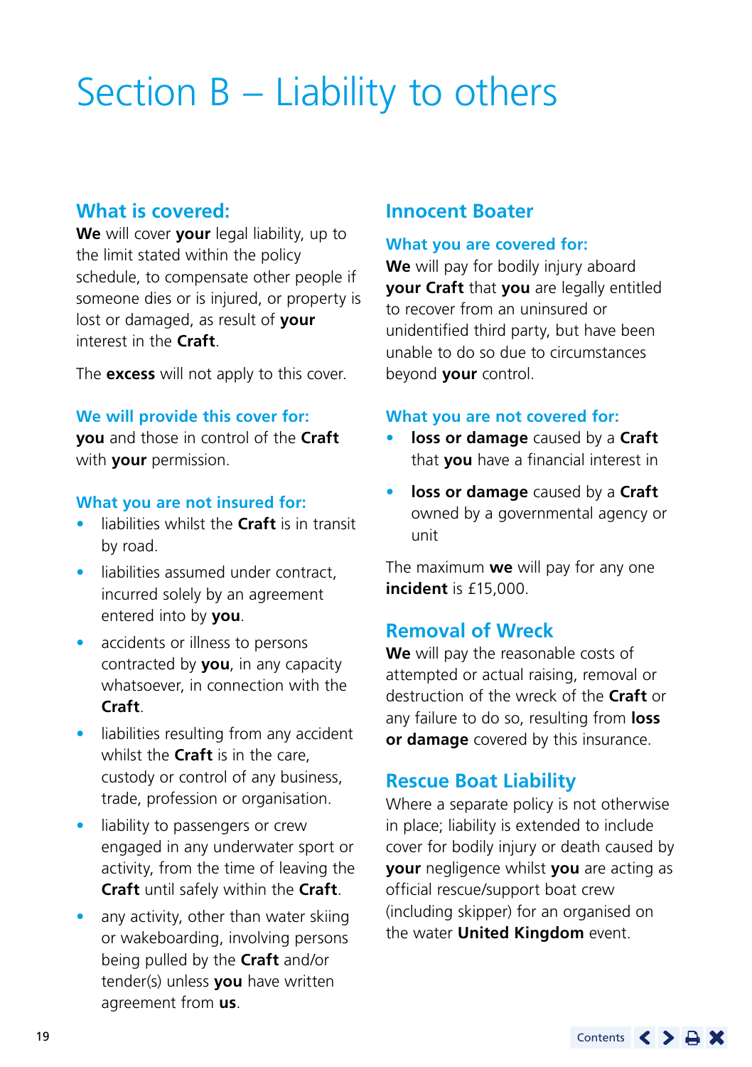# Section B – Liability to others

## What is covered:

**We** will cover **your** legal liability, up to the limit stated within the policy schedule, to compensate other people if someone dies or is injured, or property is lost or damaged, as result of **your** interest in the **Craft**.

The **excess** will not apply to this cover.

### We will provide this cover for:

**you** and those in control of the **Craft** with **your** permission.

### What you are not insured for:

- liabilities whilst the **Craft** is in transit by road.
- liabilities assumed under contract, incurred solely by an agreement entered into by **you**.
- accidents or illness to persons contracted by **you**, in any capacity whatsoever, in connection with the **Craft**.
- liabilities resulting from any accident whilst the **Craft** is in the care, custody or control of any business, trade, profession or organisation.
- liability to passengers or crew engaged in any underwater sport or activity, from the time of leaving the **Craft** until safely within the **Craft**.
- any activity, other than water skiing or wakeboarding, involving persons being pulled by the **Craft** and/or tender(s) unless **you** have written agreement from **us**.

## Innocent Boater

### What you are covered for:

**We** will pay for bodily injury aboard **your Craft** that **you** are legally entitled to recover from an uninsured or unidentified third party, but have been unable to do so due to circumstances beyond **your** control.

### What you are not covered for:

- **loss or damage** caused by a **Craft** that **you** have a financial interest in
- **loss or damage** caused by a **Craft** owned by a governmental agency or unit

The maximum **we** will pay for any one **incident** is £15,000.

## Removal of Wreck

**We** will pay the reasonable costs of attempted or actual raising, removal or destruction of the wreck of the **Craft** or any failure to do so, resulting from **loss or damage** covered by this insurance.

## Rescue Boat Liability

Where a separate policy is not otherwise in place; liability is extended to include cover for bodily injury or death caused by **your** negligence whilst **you** are acting as official rescue/support boat crew (including skipper) for an organised on the water **United Kingdom** event.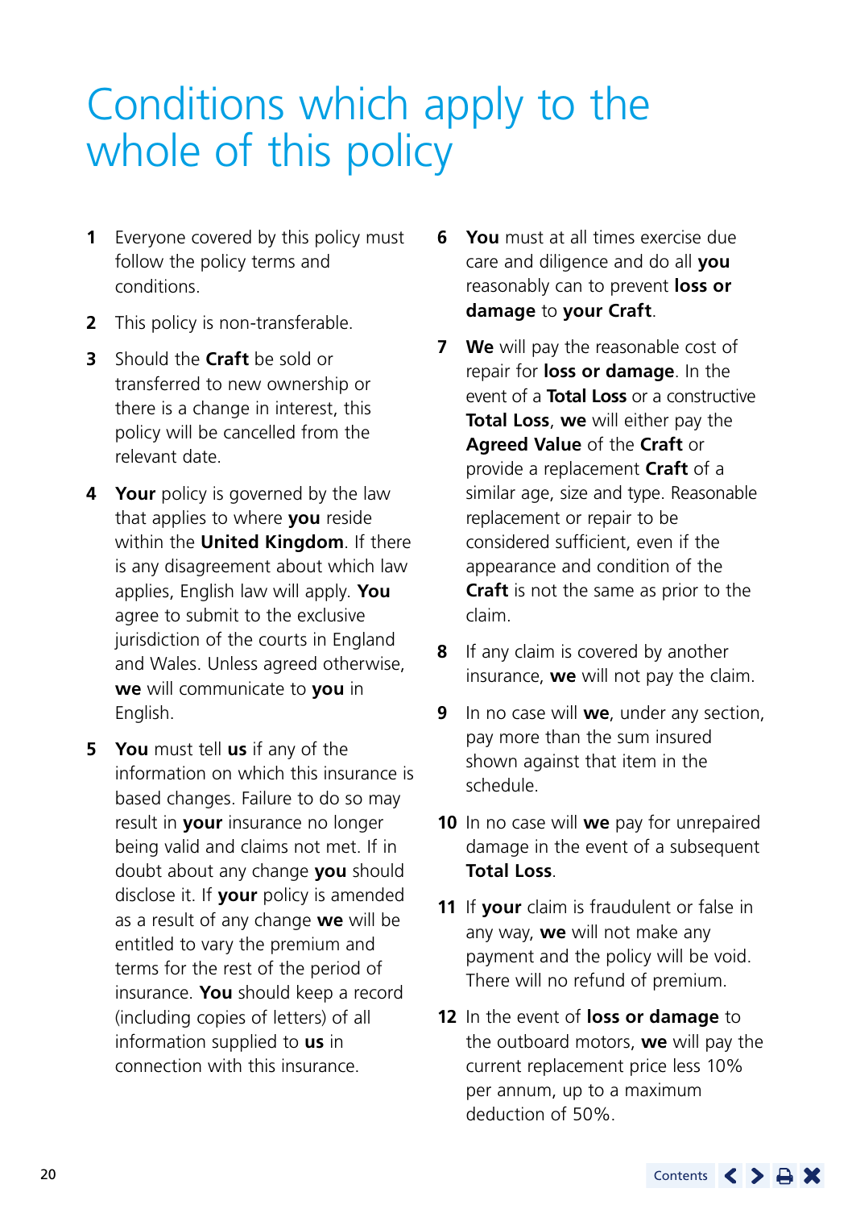# Conditions which apply to the whole of this policy

1. Everyone covered by this policy must follow the policy terms and conditions.
2. This policy is non-transferable.
3. Should the **Craft** be sold or transferred to new ownership or there is a change in interest, this policy will be cancelled from the relevant date.
4. **Your** policy is governed by the law that applies to where **you** reside within the **United Kingdom**. If there is any disagreement about which law applies, English law will apply. **You** agree to submit to the exclusive jurisdiction of the courts in England and Wales. Unless agreed otherwise, **we** will communicate to **you** in English.
5. **You** must tell **us** if any of the information on which this insurance is based changes. Failure to do so may result in **your** insurance no longer being valid and claims not met. If in doubt about any change **you** should disclose it. If **your** policy is amended as a result of any change **we** will be entitled to vary the premium and terms for the rest of the period of insurance. **You** should keep a record (including copies of letters) of all information supplied to **us** in connection with this insurance.
6. **You** must at all times exercise due care and diligence and do all **you** reasonably can to prevent **loss or damage** to **your Craft**.
7. **We** will pay the reasonable cost of repair for **loss or damage**. In the event of a **Total Loss** or a constructive **Total Loss**, **we** will either pay the **Agreed Value** of the **Craft** or provide a replacement **Craft** of a similar age, size and type. Reasonable replacement or repair to be considered sufficient, even if the appearance and condition of the **Craft** is not the same as prior to the claim.
8. If any claim is covered by another insurance, **we** will not pay the claim.
9. In no case will **we**, under any section, pay more than the sum insured shown against that item in the schedule.
10. In no case will **we** pay for unrepaired damage in the event of a subsequent **Total Loss**.
11. If **your** claim is fraudulent or false in any way, **we** will not make any payment and the policy will be void. There will no refund of premium.
12. In the event of **loss or damage** to the outboard motors, **we** will pay the current replacement price less 10% per annum, up to a maximum deduction of 50%.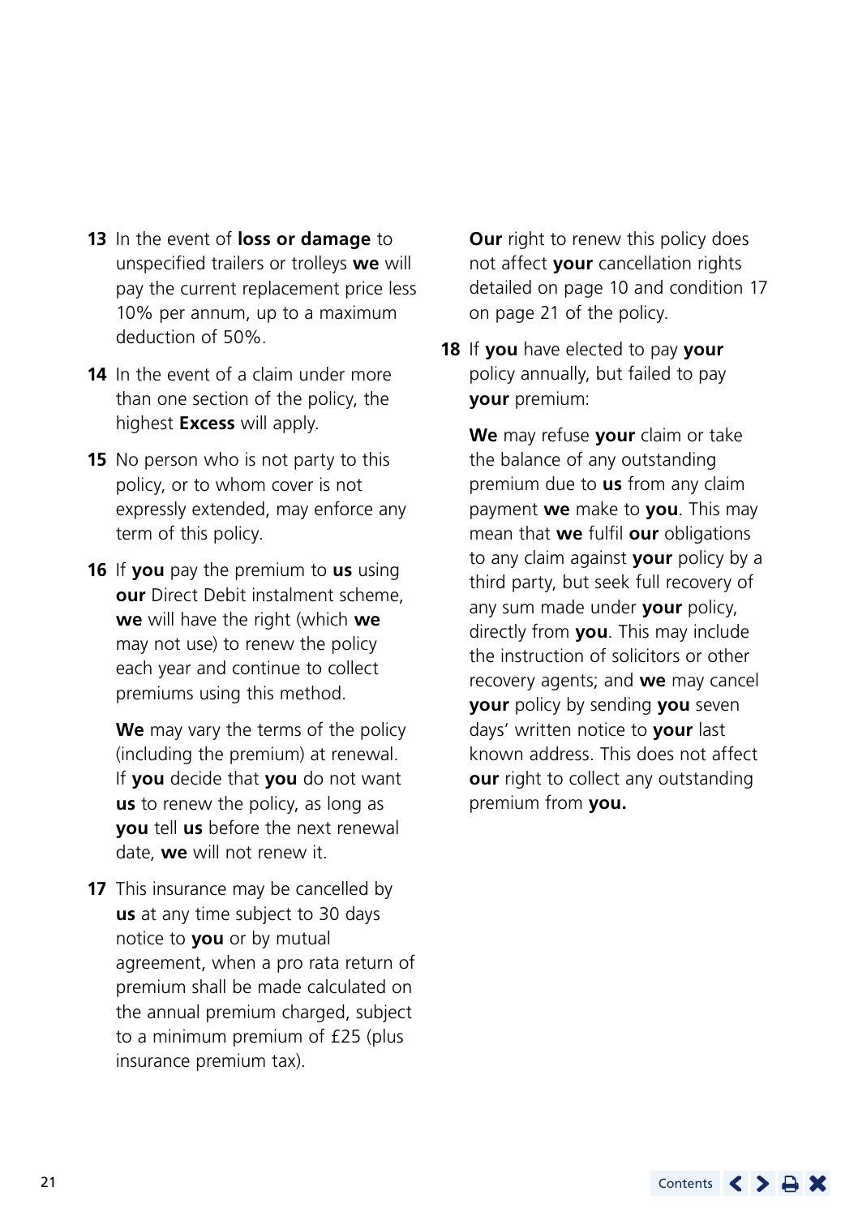**13** In the event of **loss or damage** to unspecified trailers or trolleys **we** will pay the current replacement price less 10% per annum, up to a maximum deduction of 50%.

**14** In the event of a claim under more than one section of the policy, the highest **Excess** will apply.

**15** No person who is not party to this policy, or to whom cover is not expressly extended, may enforce any term of this policy.

**16** If **you** pay the premium to **us** using **our** Direct Debit instalment scheme, **we** will have the right (which **we** may not use) to renew the policy each year and continue to collect premiums using this method.

**We** may vary the terms of the policy (including the premium) at renewal. If **you** decide that **you** do not want **us** to renew the policy, as long as **you** tell **us** before the next renewal date, **we** will not renew it.

**Our** right to renew this policy does not affect **your** cancellation rights detailed on page 10 and condition 17 on page 21 of the policy.

**17** This insurance may be cancelled by **us** at any time subject to 30 days notice to **you** or by mutual agreement, when a pro rata return of premium shall be made calculated on the annual premium charged, subject to a minimum premium of £25 (plus insurance premium tax).

**18** If **you** have elected to pay **your** policy annually, but failed to pay **your** premium:

**We** may refuse **your** claim or take the balance of any outstanding premium due to **us** from any claim payment **we** make to **you**. This may mean that **we** fulfil **our** obligations to any claim against **your** policy by a third party, but seek full recovery of any sum made under **your** policy, directly from **you**. This may include the instruction of solicitors or other recovery agents; and **we** may cancel **your** policy by sending **you** seven days' written notice to **your** last known address. This does not affect **our** right to collect any outstanding premium from **you.**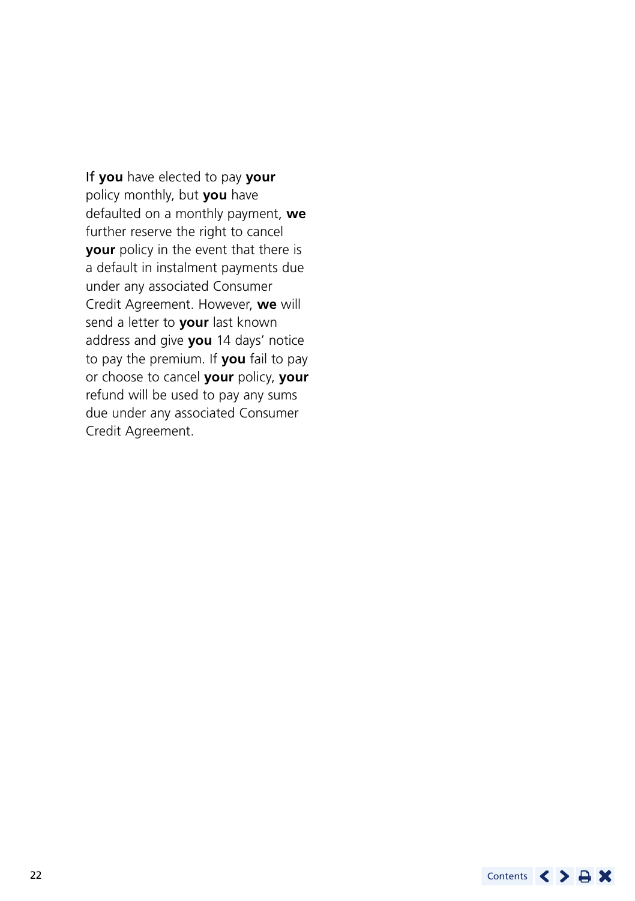If **you** have elected to pay **your** policy monthly, but **you** have defaulted on a monthly payment, **we** further reserve the right to cancel **your** policy in the event that there is a default in instalment payments due under any associated Consumer Credit Agreement. However, **we** will send a letter to **your** last known address and give **you** 14 days' notice to pay the premium. If **you** fail to pay or choose to cancel **your** policy, **your** refund will be used to pay any sums due under any associated Consumer Credit Agreement.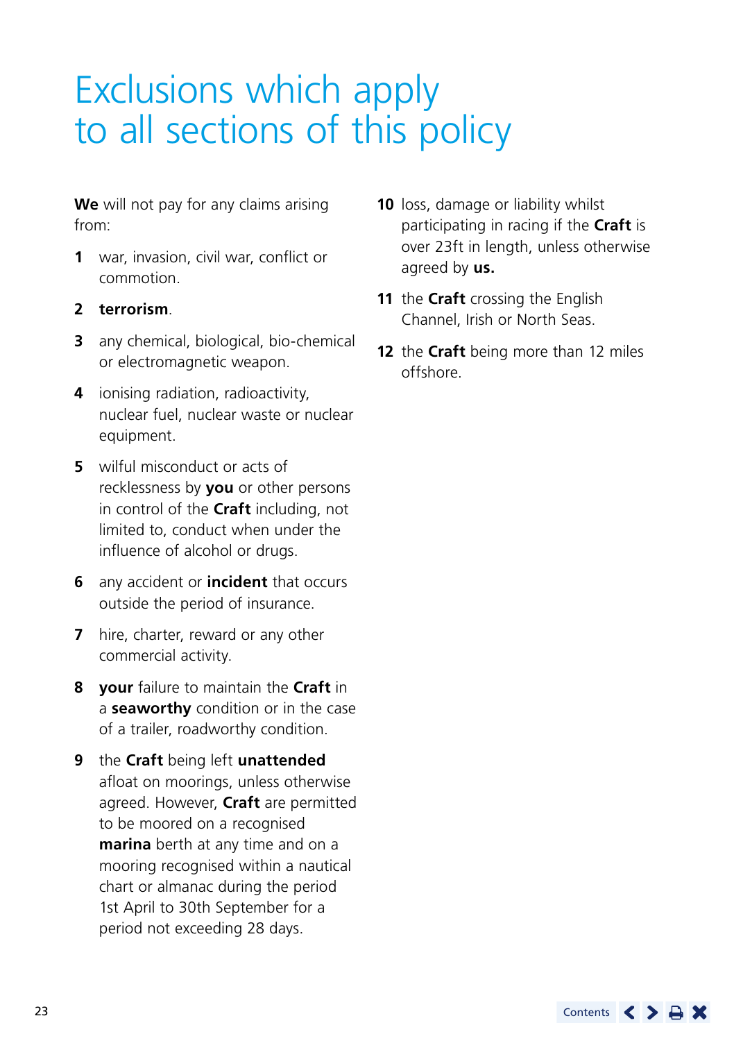# Exclusions which apply to all sections of this policy

**We** will not pay for any claims arising from:

1. war, invasion, civil war, conflict or commotion.
2. **terrorism**.
3. any chemical, biological, bio-chemical or electromagnetic weapon.
4. ionising radiation, radioactivity, nuclear fuel, nuclear waste or nuclear equipment.
5. wilful misconduct or acts of recklessness by **you** or other persons in control of the **Craft** including, not limited to, conduct when under the influence of alcohol or drugs.
6. any accident or **incident** that occurs outside the period of insurance.
7. hire, charter, reward or any other commercial activity.
8. **your** failure to maintain the **Craft** in a **seaworthy** condition or in the case of a trailer, roadworthy condition.
9. the **Craft** being left **unattended** afloat on moorings, unless otherwise agreed. However, **Craft** are permitted to be moored on a recognised **marina** berth at any time and on a mooring recognised within a nautical chart or almanac during the period 1st April to 30th September for a period not exceeding 28 days.
10. loss, damage or liability whilst participating in racing if the **Craft** is over 23ft in length, unless otherwise agreed by **us.**
11. the **Craft** crossing the English Channel, Irish or North Seas.
12. the **Craft** being more than 12 miles offshore.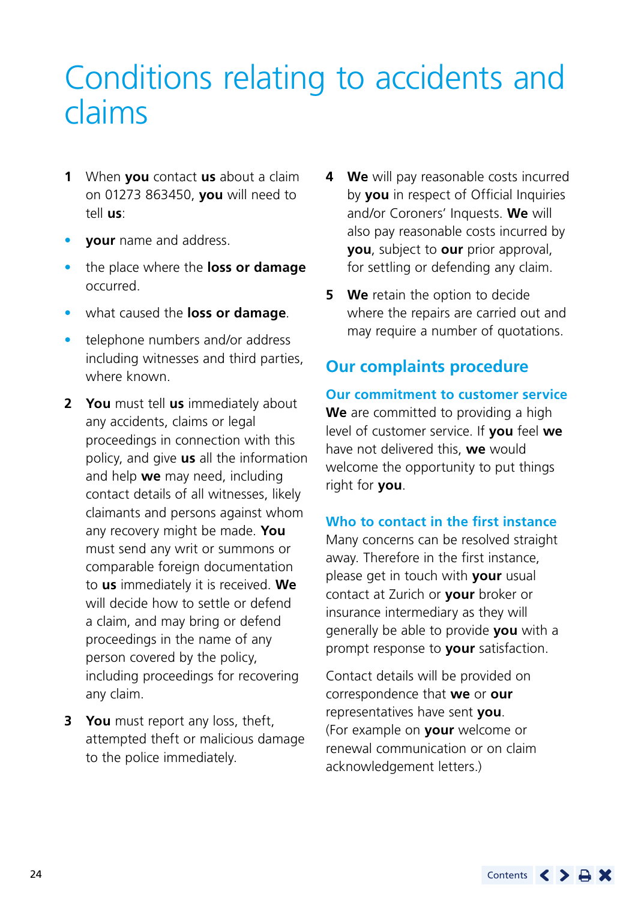# Conditions relating to accidents and claims

1. When **you** contact **us** about a claim on 01273 863450, **you** will need to tell **us**:

- **your** name and address.
- the place where the **loss or damage** occurred.
- what caused the **loss or damage**.
- telephone numbers and/or address including witnesses and third parties, where known.

2. **You** must tell **us** immediately about any accidents, claims or legal proceedings in connection with this policy, and give **us** all the information and help **we** may need, including contact details of all witnesses, likely claimants and persons against whom any recovery might be made. **You** must send any writ or summons or comparable foreign documentation to **us** immediately it is received. **We** will decide how to settle or defend a claim, and may bring or defend proceedings in the name of any person covered by the policy, including proceedings for recovering any claim.

3. **You** must report any loss, theft, attempted theft or malicious damage to the police immediately.

4. **We** will pay reasonable costs incurred by **you** in respect of Official Inquiries and/or Coroners' Inquests. **We** will also pay reasonable costs incurred by **you**, subject to **our** prior approval, for settling or defending any claim.

5. **We** retain the option to decide where the repairs are carried out and may require a number of quotations.

## Our complaints procedure

### Our commitment to customer service

**We** are committed to providing a high level of customer service. If **you** feel **we** have not delivered this, **we** would welcome the opportunity to put things right for **you**.

### Who to contact in the first instance

Many concerns can be resolved straight away. Therefore in the first instance, please get in touch with **your** usual contact at Zurich or **your** broker or insurance intermediary as they will generally be able to provide **you** with a prompt response to **your** satisfaction.

Contact details will be provided on correspondence that **we** or **our** representatives have sent **you**. (For example on **your** welcome or renewal communication or on claim acknowledgement letters.)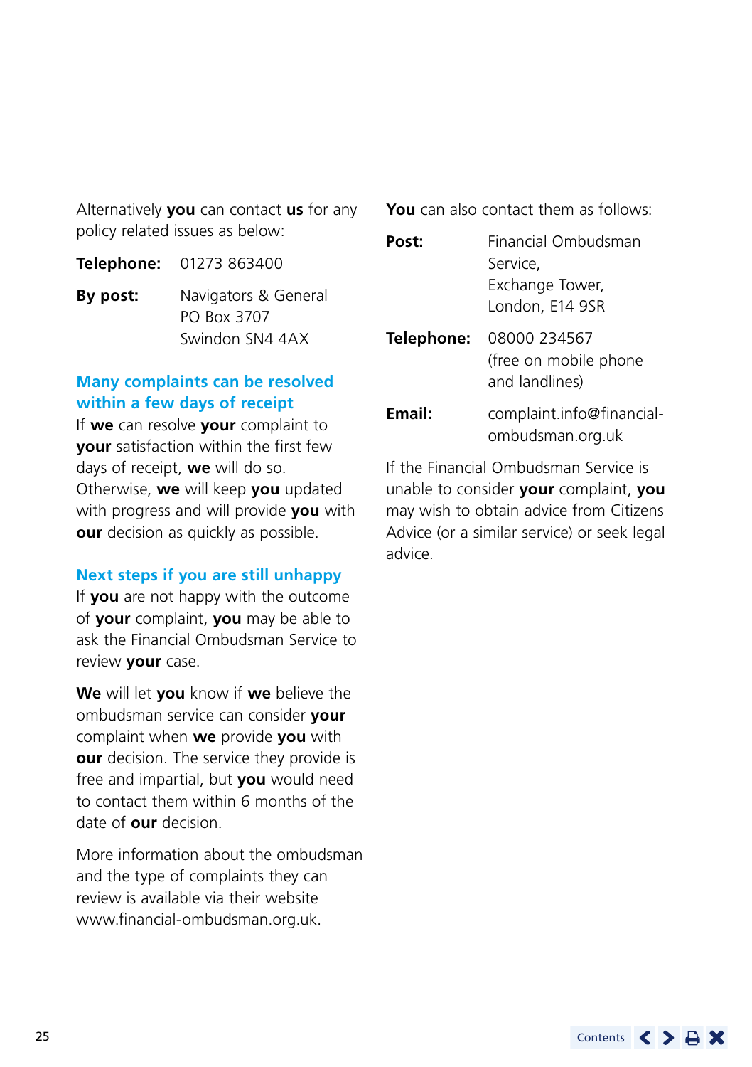Alternatively **you** can contact **us** for any policy related issues as below:

**Telephone:** 01273 863400

**By post:** Navigators & General
PO Box 3707
Swindon SN4 4AX

### Many complaints can be resolved within a few days of receipt

If **we** can resolve **your** complaint to **your** satisfaction within the first few days of receipt, **we** will do so. Otherwise, **we** will keep **you** updated with progress and will provide **you** with **our** decision as quickly as possible.

### Next steps if you are still unhappy

If **you** are not happy with the outcome of **your** complaint, **you** may be able to ask the Financial Ombudsman Service to review **your** case.

**We** will let **you** know if **we** believe the ombudsman service can consider **your** complaint when **we** provide **you** with **our** decision. The service they provide is free and impartial, but **you** would need to contact them within 6 months of the date of **our** decision.

More information about the ombudsman and the type of complaints they can review is available via their website www.financial-ombudsman.org.uk.

**You** can also contact them as follows:

**Post:** Financial Ombudsman Service,
Exchange Tower,
London, E14 9SR

**Telephone:** 08000 234567
(free on mobile phone and landlines)

**Email:** complaint.info@financial-ombudsman.org.uk

If the Financial Ombudsman Service is unable to consider **your** complaint, **you** may wish to obtain advice from Citizens Advice (or a similar service) or seek legal advice.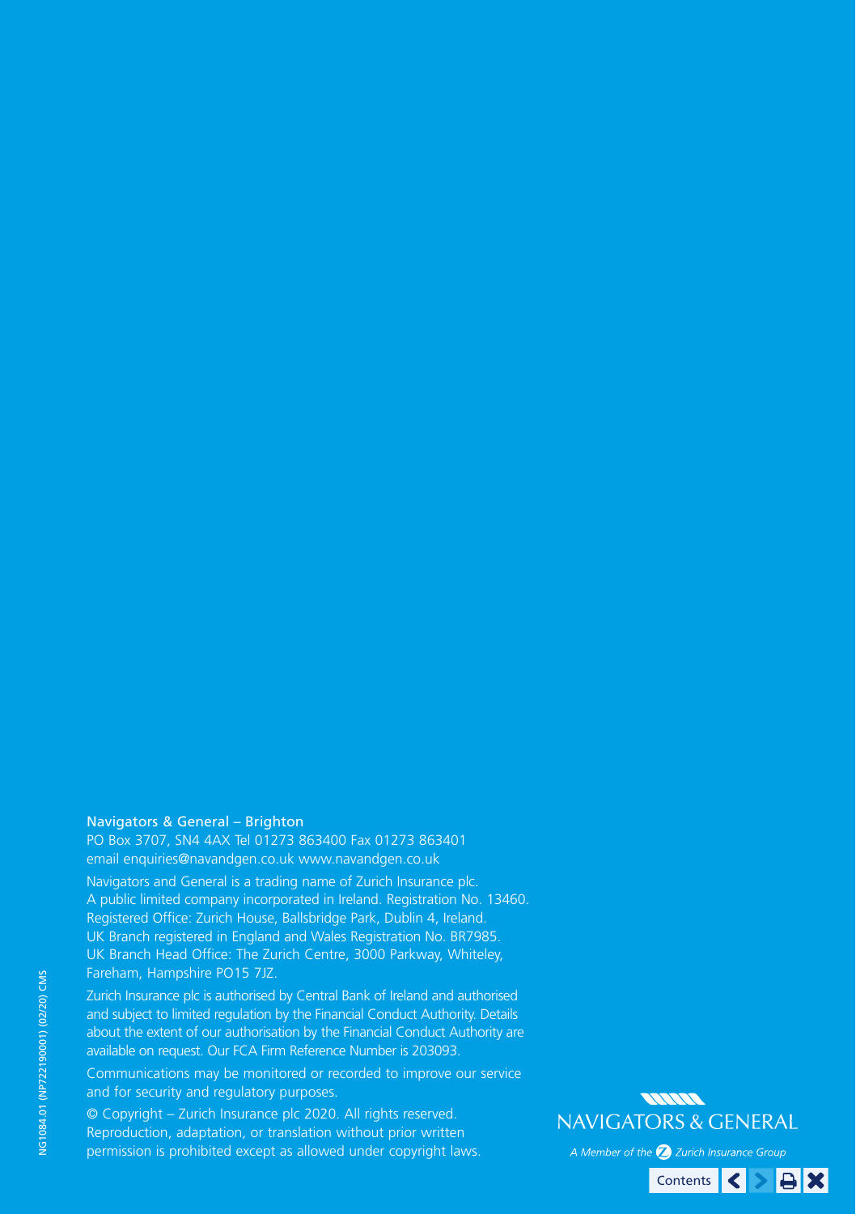**Navigators & General – Brighton**
PO Box 3707, SN4 4AX Tel 01273 863400 Fax 01273 863401
email enquiries@navandgen.co.uk www.navandgen.co.uk

Navigators and General is a trading name of Zurich Insurance plc.
A public limited company incorporated in Ireland. Registration No. 13460.
Registered Office: Zurich House, Ballsbridge Park, Dublin 4, Ireland.
UK Branch registered in England and Wales Registration No. BR7985.
UK Branch Head Office: The Zurich Centre, 3000 Parkway, Whiteley,
Fareham, Hampshire PO15 7JZ.

Zurich Insurance plc is authorised by Central Bank of Ireland and authorised and subject to limited regulation by the Financial Conduct Authority. Details about the extent of our authorisation by the Financial Conduct Authority are available on request. Our FCA Firm Reference Number is 203093.

Communications may be monitored or recorded to improve our service and for security and regulatory purposes.

© Copyright – Zurich Insurance plc 2020. All rights reserved.
Reproduction, adaptation, or translation without prior written permission is prohibited except as allowed under copyright laws.

NAVIGATORS & GENERAL

*A Member of the Zurich Insurance Group*

NG1084.01 (NP722190001) (02/20) CMS